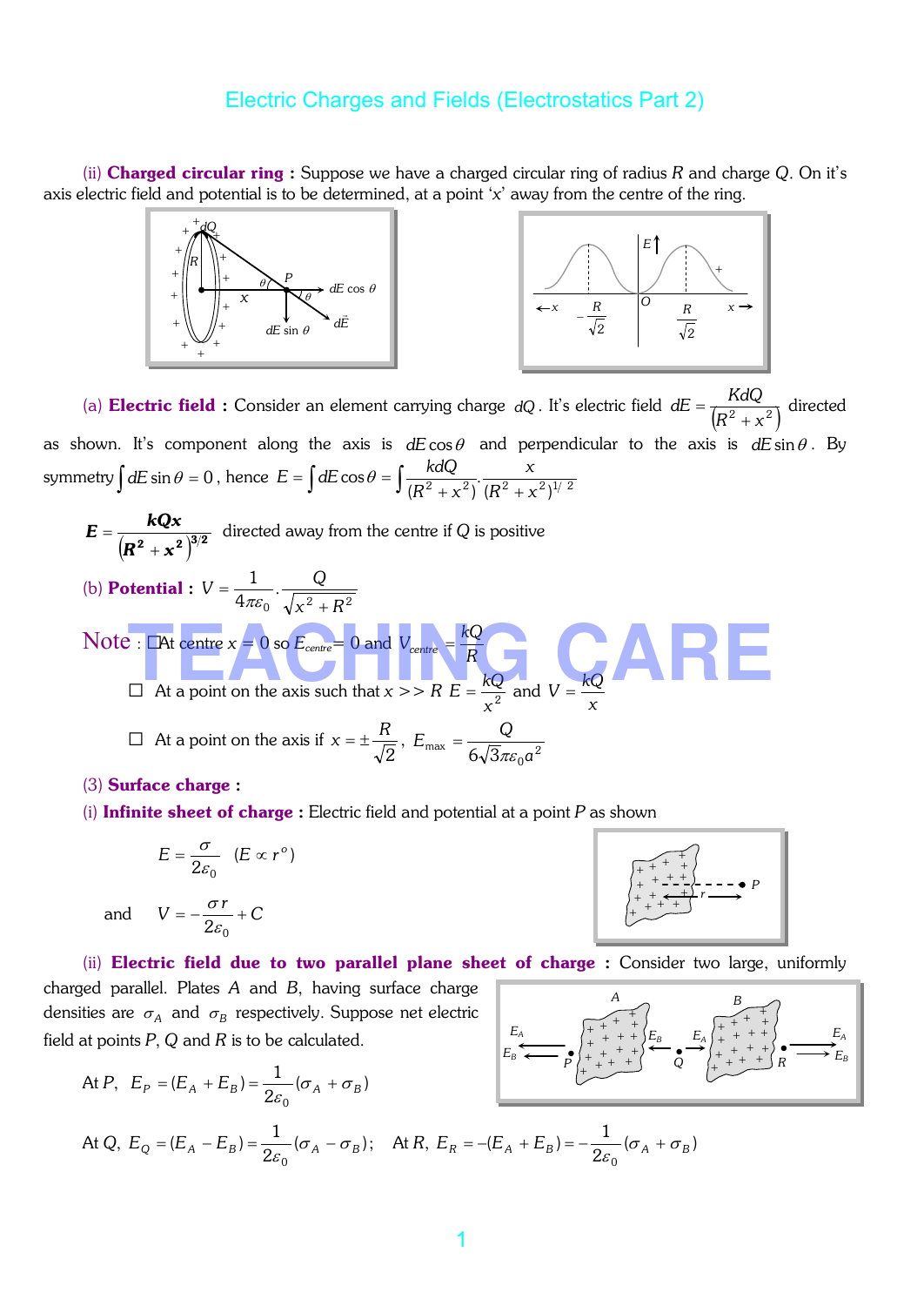# Electric Charges and Fields (Electrostatics Part 2)

(ii) **Charged circular ring :** Suppose we have a charged circular ring of radius $R$ and charge $Q$. On it's axis electric field and potential is to be determined, at a point '$x$' away from the centre of the ring.

(a) **Electric field :** Consider an element carrying charge $dQ$. It's electric field $dE = \frac{KdQ}{(R^2 + x^2)}$ directed as shown. It's component along the axis is $dE\cos\theta$ and perpendicular to the axis is $dE\sin\theta$. By symmetry $\int dE\sin\theta = 0$, hence $E = \int dE\cos\theta = \int \frac{kdQ}{(R^2+x^2)} \cdot \frac{x}{(R^2+x^2)^{1/2}}$

$$\boldsymbol{E = \frac{kQx}{(R^2 + x^2)^{3/2}}}$$ directed away from the centre if $Q$ is positive

(b) **Potential :** $V = \frac{1}{4\pi\varepsilon_0} \cdot \frac{Q}{\sqrt{x^2 + R^2}}$

Note : ☐ At centre $x = 0$ so $E_{centre} = 0$ and $V_{centre} = \frac{kQ}{R}$

☐ At a point on the axis such that $x >> R$ $E = \frac{kQ}{x^2}$ and $V = \frac{kQ}{x}$

☐ At a point on the axis if $x = \pm\frac{R}{\sqrt{2}}$, $E_{max} = \frac{Q}{6\sqrt{3}\pi\varepsilon_0 a^2}$

(3) **Surface charge :**

(i) **Infinite sheet of charge :** Electric field and potential at a point $P$ as shown

$$E = \frac{\sigma}{2\varepsilon_0} \quad (E \propto r^o)$$

and $$V = -\frac{\sigma r}{2\varepsilon_0} + C$$

(ii) **Electric field due to two parallel plane sheet of charge :** Consider two large, uniformly charged parallel. Plates $A$ and $B$, having surface charge densities are $\sigma_A$ and $\sigma_B$ respectively. Suppose net electric field at points $P$, $Q$ and $R$ is to be calculated.

At $P$, $E_P = (E_A + E_B) = \frac{1}{2\varepsilon_0}(\sigma_A + \sigma_B)$

At $Q$, $E_Q = (E_A - E_B) = \frac{1}{2\varepsilon_0}(\sigma_A - \sigma_B)$; At $R$, $E_R = -(E_A + E_B) = -\frac{1}{2\varepsilon_0}(\sigma_A + \sigma_B)$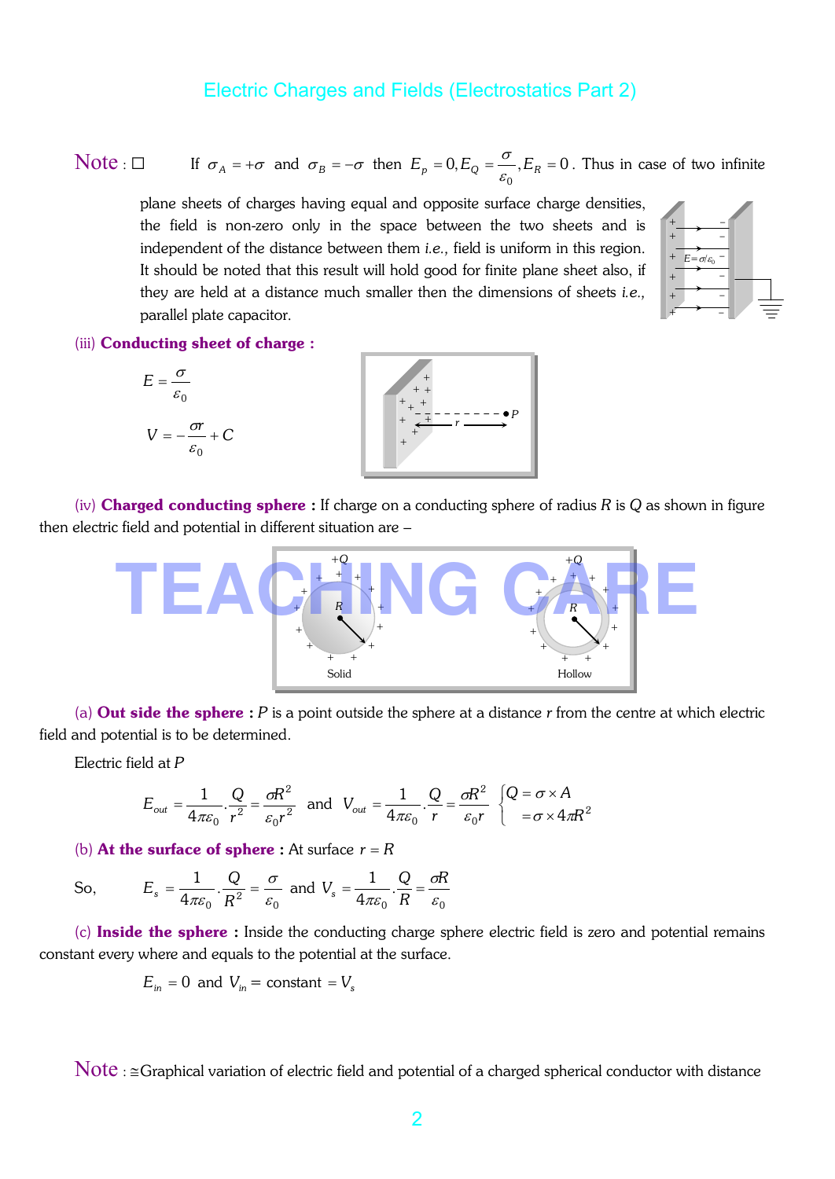**Note :** ☐ If $\sigma_A = +\sigma$ and $\sigma_B = -\sigma$ then $E_p = 0, E_Q = \frac{\sigma}{\varepsilon_0}, E_R = 0$. Thus in case of two infinite plane sheets of charges having equal and opposite surface charge densities, the field is non-zero only in the space between the two sheets and is independent of the distance between them *i.e.*, field is uniform in this region. It should be noted that this result will hold good for finite plane sheet also, if they are held at a distance much smaller then the dimensions of sheets *i.e.*, parallel plate capacitor.

(iii) **Conducting sheet of charge :**

$$E = \frac{\sigma}{\varepsilon_0}$$

$$V = -\frac{\sigma r}{\varepsilon_0} + C$$

(iv) **Charged conducting sphere :** If charge on a conducting sphere of radius $R$ is $Q$ as shown in figure then electric field and potential in different situation are –

(a) **Out side the sphere :** $P$ is a point outside the sphere at a distance $r$ from the centre at which electric field and potential is to be determined.

Electric field at $P$

$$E_{out} = \frac{1}{4\pi\varepsilon_0} \cdot \frac{Q}{r^2} = \frac{\sigma R^2}{\varepsilon_0 r^2} \quad \text{and} \quad V_{out} = \frac{1}{4\pi\varepsilon_0} \cdot \frac{Q}{r} = \frac{\sigma R^2}{\varepsilon_0 r} \quad \begin{cases} Q = \sigma \times A \\ \quad = \sigma \times 4\pi R^2 \end{cases}$$

(b) **At the surface of sphere :** At surface $r = R$

So, $$E_s = \frac{1}{4\pi\varepsilon_0} \cdot \frac{Q}{R^2} = \frac{\sigma}{\varepsilon_0} \quad \text{and} \quad V_s = \frac{1}{4\pi\varepsilon_0} \cdot \frac{Q}{R} = \frac{\sigma R}{\varepsilon_0}$$

(c) **Inside the sphere :** Inside the conducting charge sphere electric field is zero and potential remains constant every where and equals to the potential at the surface.

$$E_{in} = 0 \quad \text{and} \quad V_{in} = \text{constant} = V_s$$

**Note :** ≅Graphical variation of electric field and potential of a charged spherical conductor with distance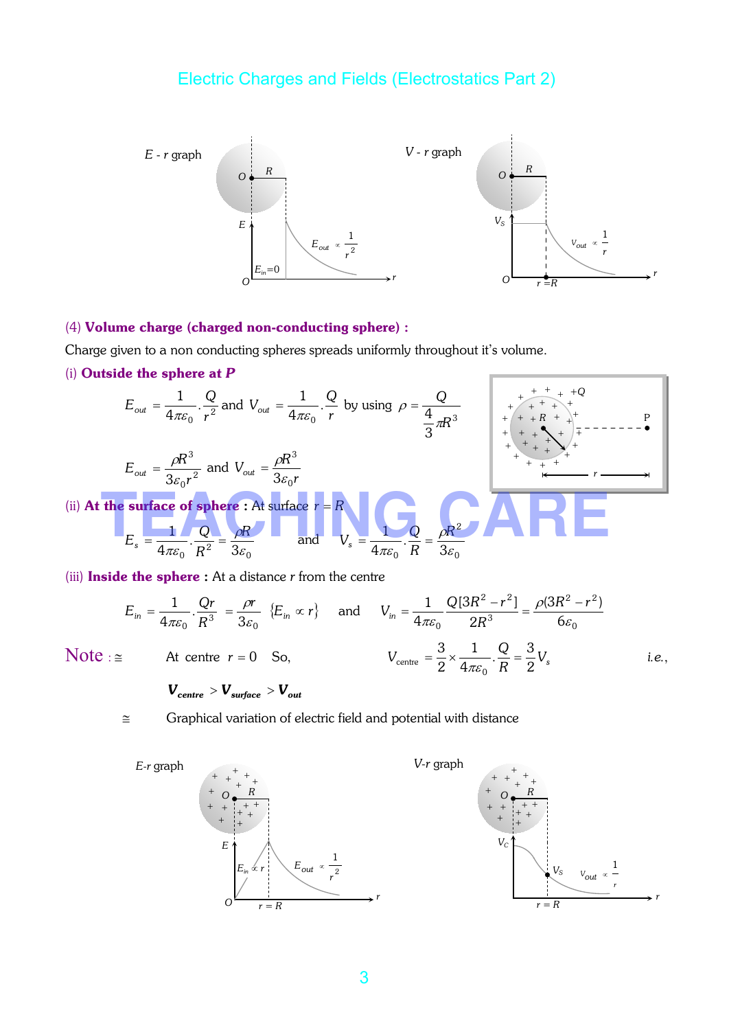E - r graph

V - r graph

(4) **Volume charge (charged non-conducting sphere) :**

Charge given to a non conducting spheres spreads uniformly throughout it's volume.

(i) **Outside the sphere at *P***

$$E_{out} = \frac{1}{4\pi\varepsilon_0}.\frac{Q}{r^2} \text{ and } V_{out} = \frac{1}{4\pi\varepsilon_0}.\frac{Q}{r} \text{ by using } \rho = \frac{Q}{\frac{4}{3}\pi R^3}$$

$$E_{out} = \frac{\rho R^3}{3\varepsilon_0 r^2} \text{ and } V_{out} = \frac{\rho R^3}{3\varepsilon_0 r}$$

(ii) **At the surface of sphere :** At surface $r = R$

$$E_s = \frac{1}{4\pi\varepsilon_0}.\frac{Q}{R^2} = \frac{\rho R}{3\varepsilon_0} \quad \text{and} \quad V_s = \frac{1}{4\pi\varepsilon_0}.\frac{Q}{R} = \frac{\rho R^2}{3\varepsilon_0}$$

(iii) **Inside the sphere :** At a distance $r$ from the centre

$$E_{in} = \frac{1}{4\pi\varepsilon_0}.\frac{Qr}{R^3} = \frac{\rho r}{3\varepsilon_0} \; \{E_{in} \propto r\} \quad \text{and} \quad V_{in} = \frac{1}{4\pi\varepsilon_0}\frac{Q[3R^2 - r^2]}{2R^3} = \frac{\rho(3R^2 - r^2)}{6\varepsilon_0}$$

**Note :** ≅ At centre $r = 0$ So, $V_{centre} = \frac{3}{2} \times \frac{1}{4\pi\varepsilon_0}.\frac{Q}{R} = \frac{3}{2}V_s$ i.e.,

$$V_{centre} > V_{surface} > V_{out}$$

≅ Graphical variation of electric field and potential with distance

E-r graph

V-r graph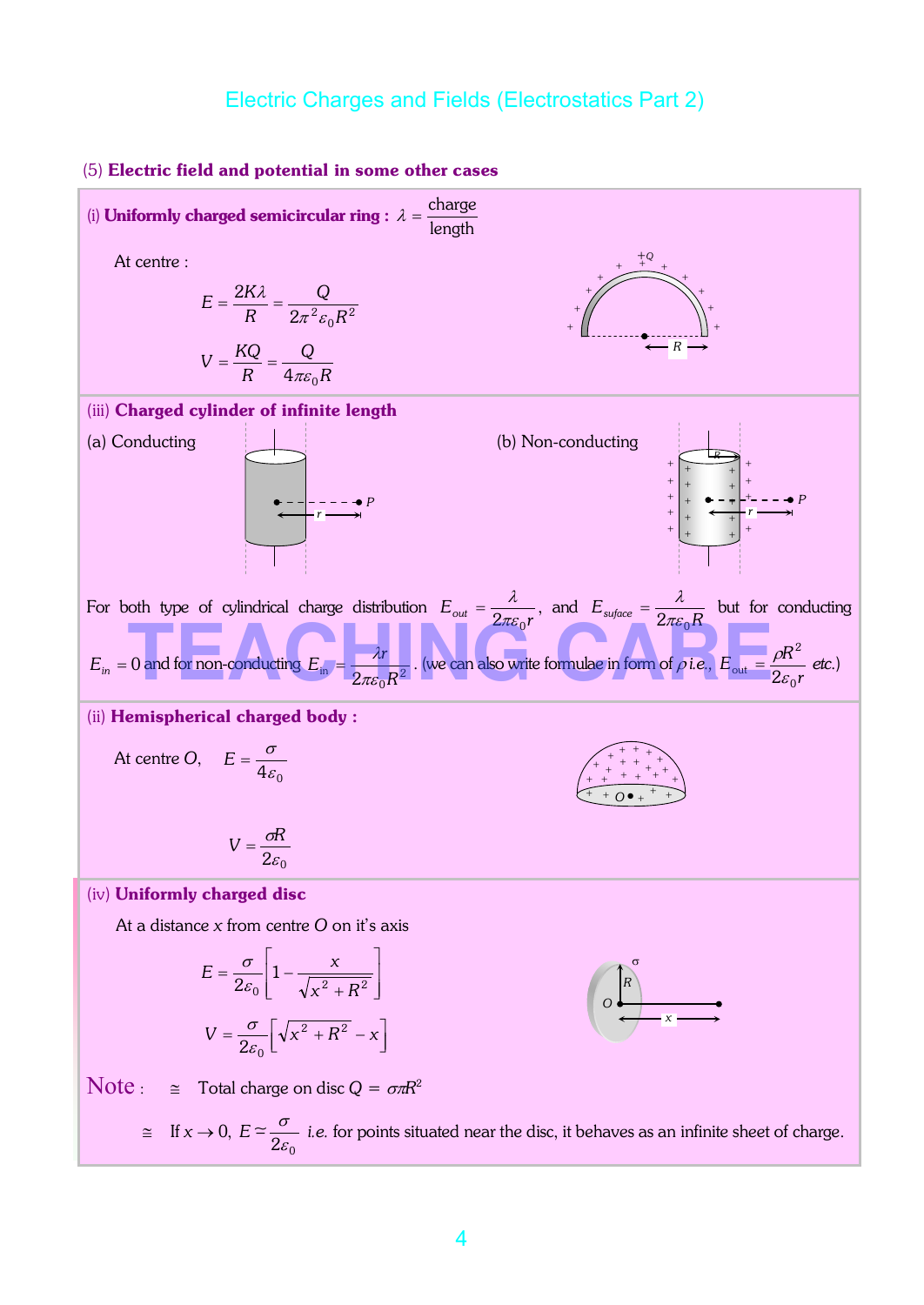## (5) Electric field and potential in some other cases

### (i) Uniformly charged semicircular ring : $\lambda = \frac{\text{charge}}{\text{length}}$

At centre :

$$E = \frac{2K\lambda}{R} = \frac{Q}{2\pi^2\varepsilon_0 R^2}$$

$$V = \frac{KQ}{R} = \frac{Q}{4\pi\varepsilon_0 R}$$

### (iii) Charged cylinder of infinite length

(a) Conducting

(b) Non-conducting

For both type of cylindrical charge distribution $E_{out} = \frac{\lambda}{2\pi\varepsilon_0 r}$, and $E_{suface} = \frac{\lambda}{2\pi\varepsilon_0 R}$ but for conducting $E_{in} = 0$ and for non-conducting $E_{in} = \frac{\lambda r}{2\pi\varepsilon_0 R^2}$. (we can also write formulae in form of $\rho$ i.e., $E_{out} = \frac{\rho R^2}{2\varepsilon_0 r}$ etc.)

### (ii) Hemispherical charged body :

At centre $O$, $E = \frac{\sigma}{4\varepsilon_0}$

$$V = \frac{\sigma R}{2\varepsilon_0}$$

### (iv) Uniformly charged disc

At a distance $x$ from centre $O$ on it's axis

$$E = \frac{\sigma}{2\varepsilon_0}\left[1 - \frac{x}{\sqrt{x^2 + R^2}}\right]$$

$$V = \frac{\sigma}{2\varepsilon_0}\left[\sqrt{x^2 + R^2} - x\right]$$

**Note :**

- Total charge on disc $Q = \sigma\pi R^2$
- If $x \to 0$, $E \simeq \frac{\sigma}{2\varepsilon_0}$ i.e. for points situated near the disc, it behaves as an infinite sheet of charge.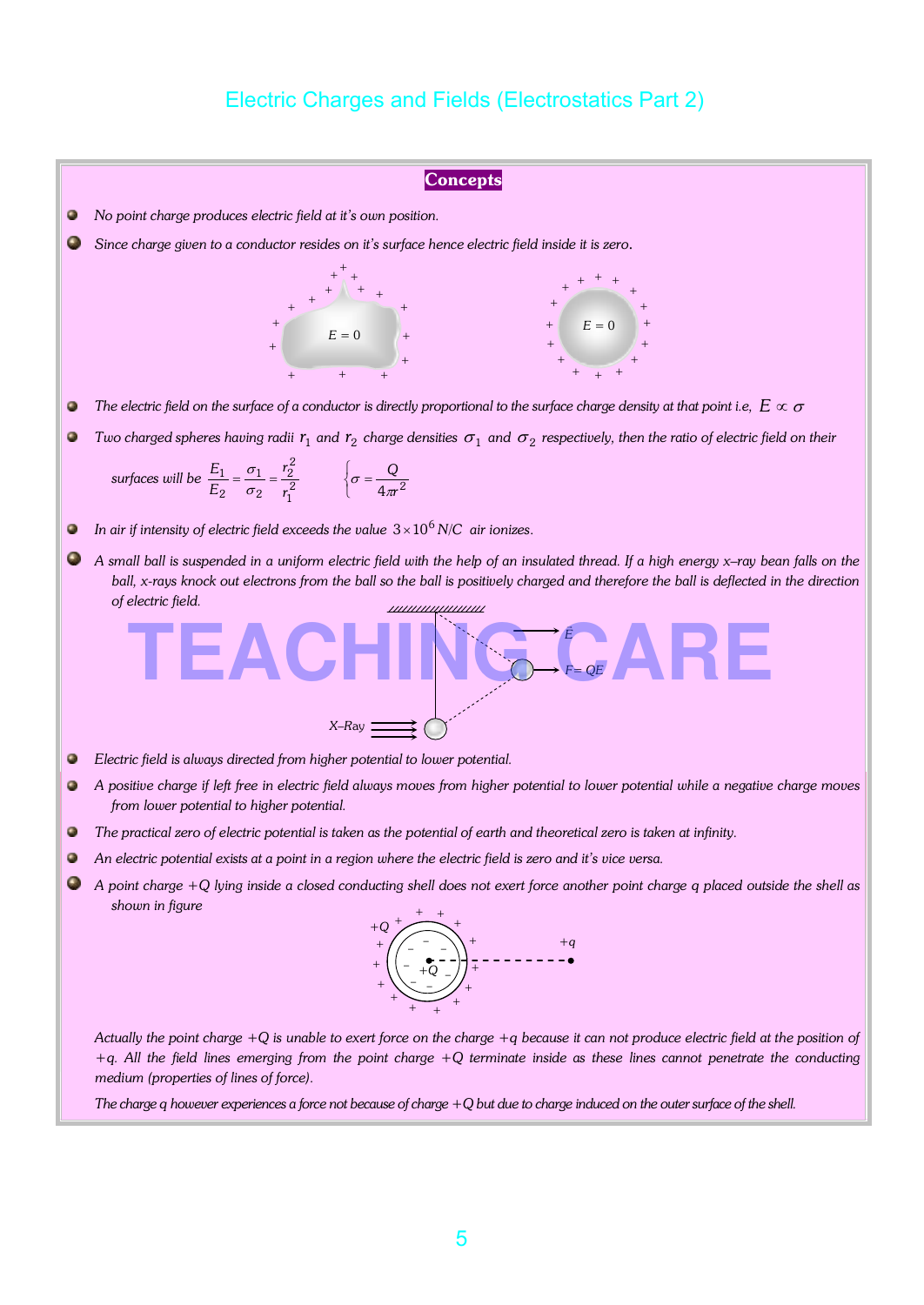# Electric Charges and Fields (Electrostatics Part 2)

## Concepts

- *No point charge produces electric field at it's own position.*
- *Since charge given to a conductor resides on it's surface hence electric field inside it is zero.*

- *The electric field on the surface of a conductor is directly proportional to the surface charge density at that point i.e,* $E \propto \sigma$
- *Two charged spheres having radii* $r_1$ *and* $r_2$ *charge densities* $\sigma_1$ *and* $\sigma_2$ *respectively, then the ratio of electric field on their surfaces will be* $\frac{E_1}{E_2} = \frac{\sigma_1}{\sigma_2} = \frac{r_2^2}{r_1^2}$ $\left\{ \sigma = \frac{Q}{4\pi r^2} \right.$
- *In air if intensity of electric field exceeds the value* $3 \times 10^6$ N/C *air ionizes.*
- *A small ball is suspended in a uniform electric field with the help of an insulated thread. If a high energy x–ray bean falls on the ball, x-rays knock out electrons from the ball so the ball is positively charged and therefore the ball is deflected in the direction of electric field.*

- *Electric field is always directed from higher potential to lower potential.*
- *A positive charge if left free in electric field always moves from higher potential to lower potential while a negative charge moves from lower potential to higher potential.*
- *The practical zero of electric potential is taken as the potential of earth and theoretical zero is taken at infinity.*
- *An electric potential exists at a point in a region where the electric field is zero and it's vice versa.*
- *A point charge* $+Q$ *lying inside a closed conducting shell does not exert force another point charge q placed outside the shell as shown in figure*

*Actually the point charge* $+Q$ *is unable to exert force on the charge* $+q$ *because it can not produce electric field at the position of* $+q$*. All the field lines emerging from the point charge* $+Q$ *terminate inside as these lines cannot penetrate the conducting medium (properties of lines of force).*

*The charge q however experiences a force not because of charge* $+Q$ *but due to charge induced on the outer surface of the shell.*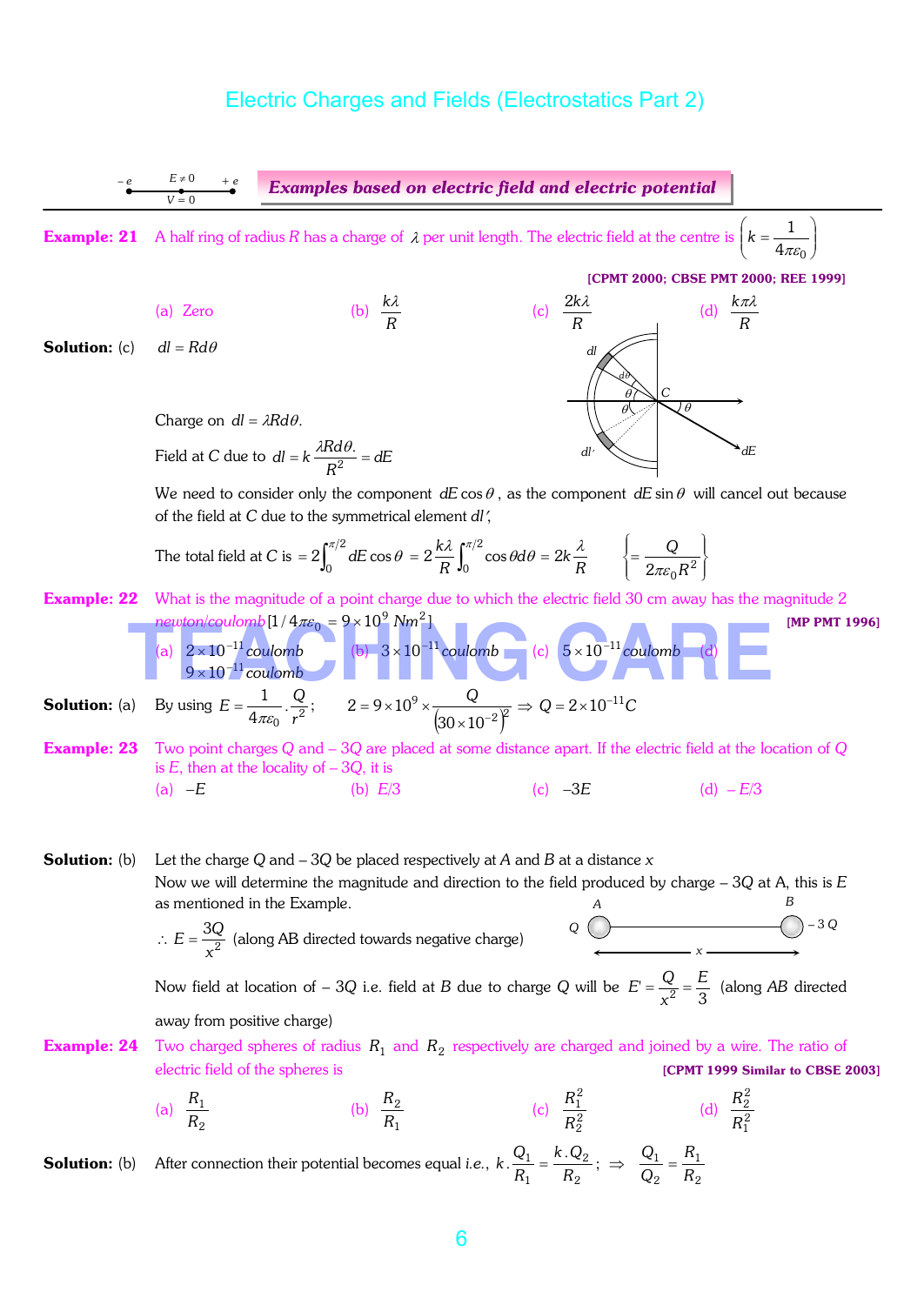## Examples based on electric field and electric potential

**Example: 21** A half ring of radius $R$ has a charge of $\lambda$ per unit length. The electric field at the centre is $\left(k = \frac{1}{4\pi\varepsilon_0}\right)$

**[CPMT 2000; CBSE PMT 2000; REE 1999]**

(a) Zero (b) $\frac{k\lambda}{R}$ (c) $\frac{2k\lambda}{R}$ (d) $\frac{k\pi\lambda}{R}$

**Solution:** (c) $dl = Rd\theta$

Charge on $dl = \lambda R d\theta$.

Field at $C$ due to $dl = k\frac{\lambda R d\theta.}{R^2} = dE$

We need to consider only the component $dE\cos\theta$, as the component $dE\sin\theta$ will cancel out because of the field at $C$ due to the symmetrical element $dl'$,

The total field at $C$ is $= 2\int_0^{\pi/2} dE\cos\theta = 2\frac{k\lambda}{R}\int_0^{\pi/2}\cos\theta d\theta = 2k\frac{\lambda}{R}$ $\left\{ = \frac{Q}{2\pi\varepsilon_0 R^2}\right\}$

**Example: 22** What is the magnitude of a point charge due to which the electric field 30 cm away has the magnitude 2 newton/coulomb $[1/4\pi\varepsilon_0 = 9\times 10^9\ Nm^2]$ **[MP PMT 1996]**

(a) $2\times 10^{-11}$ coulomb (b) $3\times 10^{-11}$ coulomb (c) $5\times 10^{-11}$ coulomb (d) $9\times 10^{-11}$ coulomb

**Solution:** (a) By using $E = \frac{1}{4\pi\varepsilon_0}.\frac{Q}{r^2}$; $\quad 2 = 9\times 10^9 \times \frac{Q}{(30\times 10^{-2})^2} \Rightarrow Q = 2\times 10^{-11} C$

**Example: 23** Two point charges $Q$ and $-3Q$ are placed at some distance apart. If the electric field at the location of $Q$ is $E$, then at the locality of $-3Q$, it is

(a) $-E$ (b) $E/3$ (c) $-3E$ (d) $-E/3$

**Solution:** (b) Let the charge $Q$ and $-3Q$ be placed respectively at $A$ and $B$ at a distance $x$

Now we will determine the magnitude and direction to the field produced by charge $-3Q$ at A, this is $E$ as mentioned in the Example.

$\therefore E = \frac{3Q}{x^2}$ (along AB directed towards negative charge)

Now field at location of $-3Q$ i.e. field at $B$ due to charge $Q$ will be $E' = \frac{Q}{x^2} = \frac{E}{3}$ (along $AB$ directed away from positive charge)

**Example: 24** Two charged spheres of radius $R_1$ and $R_2$ respectively are charged and joined by a wire. The ratio of electric field of the spheres is **[CPMT 1999 Similar to CBSE 2003]**

(a) $\frac{R_1}{R_2}$ (b) $\frac{R_2}{R_1}$ (c) $\frac{R_1^2}{R_2^2}$ (d) $\frac{R_2^2}{R_1^2}$

**Solution:** (b) After connection their potential becomes equal *i.e.*, $k.\frac{Q_1}{R_1} = \frac{k.Q_2}{R_2}$; $\Rightarrow$ $\frac{Q_1}{Q_2} = \frac{R_1}{R_2}$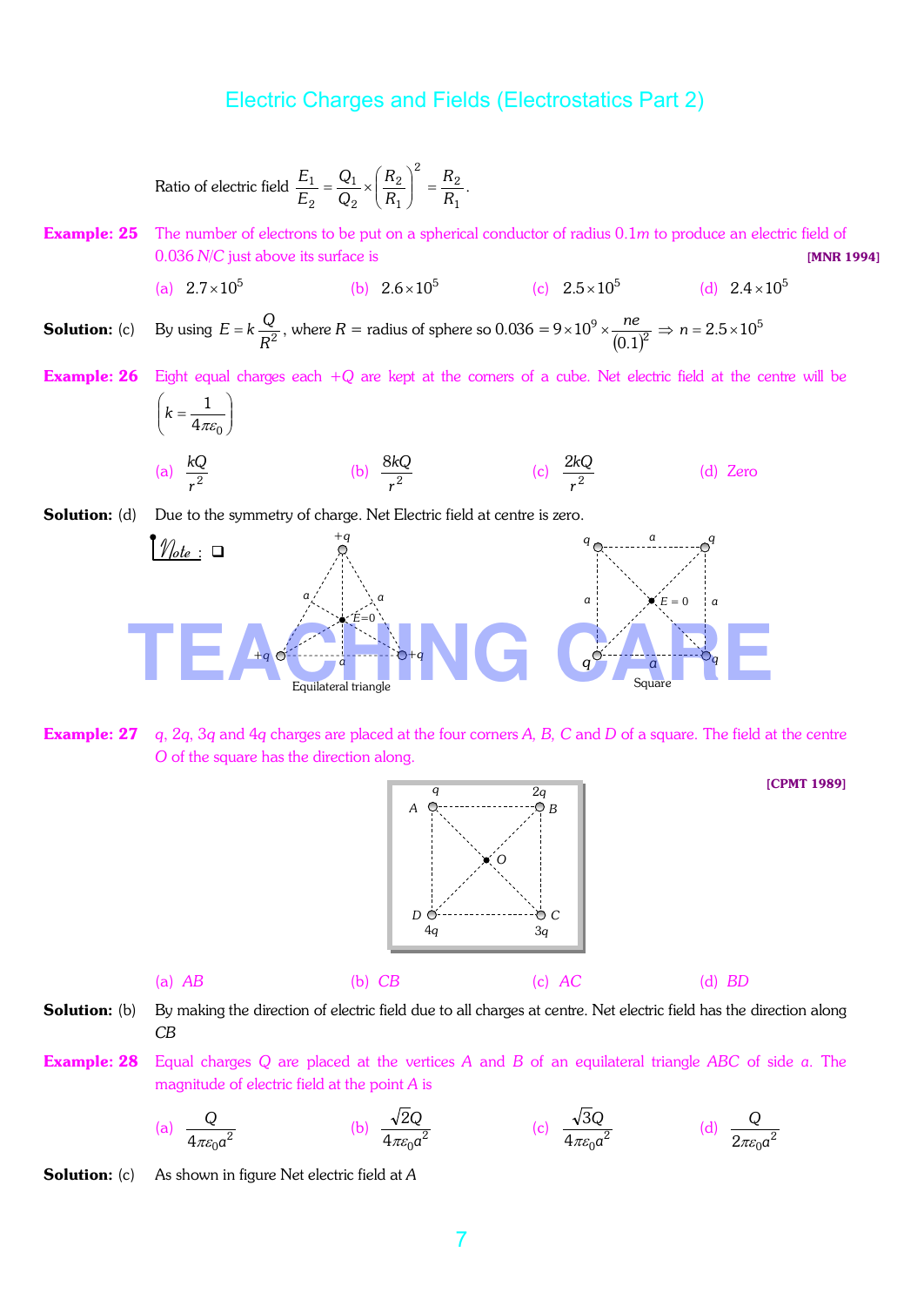Ratio of electric field $\frac{E_1}{E_2} = \frac{Q_1}{Q_2} \times \left(\frac{R_2}{R_1}\right)^2 = \frac{R_2}{R_1}$.

**Example: 25** The number of electrons to be put on a spherical conductor of radius $0.1m$ to produce an electric field of $0.036\ N/C$ just above its surface is **[MNR 1994]**

(a) $2.7 \times 10^5$ (b) $2.6 \times 10^5$ (c) $2.5 \times 10^5$ (d) $2.4 \times 10^5$

**Solution:** (c) By using $E = k\frac{Q}{R^2}$, where $R$ = radius of sphere so $0.036 = 9 \times 10^9 \times \frac{ne}{(0.1)^2} \Rightarrow n = 2.5 \times 10^5$

**Example: 26** Eight equal charges each $+Q$ are kept at the corners of a cube. Net electric field at the centre will be $\left(k = \frac{1}{4\pi\varepsilon_0}\right)$

(a) $\frac{kQ}{r^2}$ (b) $\frac{8kQ}{r^2}$ (c) $\frac{2kQ}{r^2}$ (d) Zero

**Solution:** (d) Due to the symmetry of charge. Net Electric field at centre is zero.

*Note* : ❑

Equilateral triangle

Square

**Example: 27** $q$, $2q$, $3q$ and $4q$ charges are placed at the four corners $A$, $B$, $C$ and $D$ of a square. The field at the centre $O$ of the square has the direction along. **[CPMT 1989]**

(a) $AB$ (b) $CB$ (c) $AC$ (d) $BD$

**Solution:** (b) By making the direction of electric field due to all charges at centre. Net electric field has the direction along $CB$

**Example: 28** Equal charges $Q$ are placed at the vertices $A$ and $B$ of an equilateral triangle $ABC$ of side $a$. The magnitude of electric field at the point $A$ is

(a) $\frac{Q}{4\pi\varepsilon_0 a^2}$ (b) $\frac{\sqrt{2}Q}{4\pi\varepsilon_0 a^2}$ (c) $\frac{\sqrt{3}Q}{4\pi\varepsilon_0 a^2}$ (d) $\frac{Q}{2\pi\varepsilon_0 a^2}$

**Solution:** (c) As shown in figure Net electric field at $A$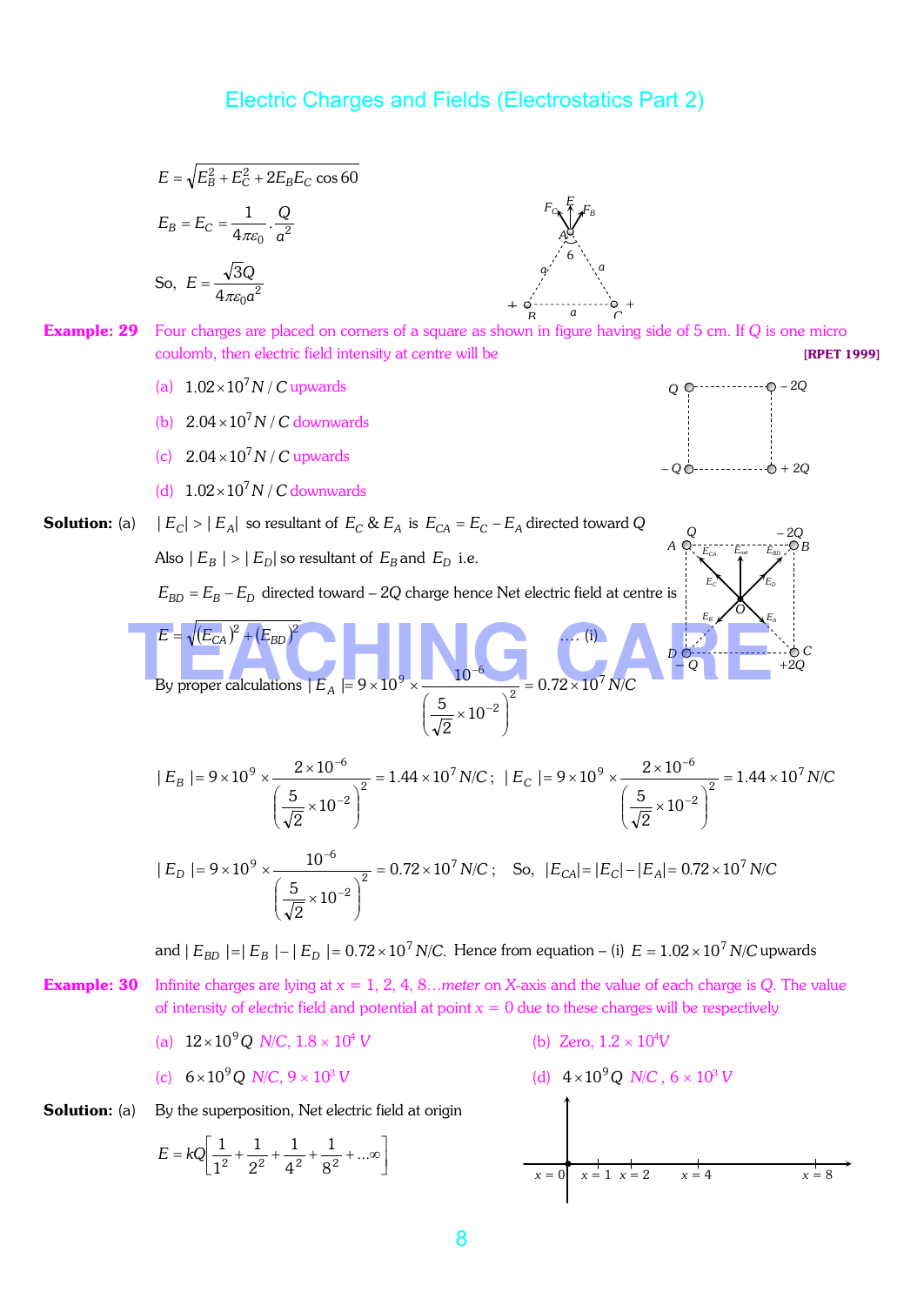$$E = \sqrt{E_B^2 + E_C^2 + 2E_B E_C \cos 60}$$

$$E_B = E_C = \frac{1}{4\pi\varepsilon_0} \cdot \frac{Q}{a^2}$$

So, $E = \dfrac{\sqrt{3}Q}{4\pi\varepsilon_0 a^2}$

**Example: 29** Four charges are placed on corners of a square as shown in figure having side of 5 cm. If $Q$ is one micro coulomb, then electric field intensity at centre will be **[RPET 1999]**

(a) $1.02 \times 10^7 N/C$ upwards

(b) $2.04 \times 10^7 N/C$ downwards

(c) $2.04 \times 10^7 N/C$ upwards

(d) $1.02 \times 10^7 N/C$ downwards

**Solution:** (a) $|E_C| > |E_A|$ so resultant of $E_C$ & $E_A$ is $E_{CA} = E_C - E_A$ directed toward $Q$

Also $|E_B| > |E_D|$ so resultant of $E_B$ and $E_D$ i.e.

$E_{BD} = E_B - E_D$ directed toward $-2Q$ charge hence Net electric field at centre is

$$E = \sqrt{(E_{CA})^2 + (E_{BD})^2} \quad \text{.... (i)}$$

By proper calculations $|E_A| = 9 \times 10^9 \times \dfrac{10^{-6}}{\left(\dfrac{5}{\sqrt{2}} \times 10^{-2}\right)^2} = 0.72 \times 10^7 N/C$

$|E_B| = 9 \times 10^9 \times \dfrac{2 \times 10^{-6}}{\left(\dfrac{5}{\sqrt{2}} \times 10^{-2}\right)^2} = 1.44 \times 10^7 N/C$; $|E_C| = 9 \times 10^9 \times \dfrac{2 \times 10^{-6}}{\left(\dfrac{5}{\sqrt{2}} \times 10^{-2}\right)^2} = 1.44 \times 10^7 N/C$

$|E_D| = 9 \times 10^9 \times \dfrac{10^{-6}}{\left(\dfrac{5}{\sqrt{2}} \times 10^{-2}\right)^2} = 0.72 \times 10^7 N/C$; So, $|E_{CA}| = |E_C| - |E_A| = 0.72 \times 10^7 N/C$

and $|E_{BD}| = |E_B| - |E_D| = 0.72 \times 10^7 N/C$. Hence from equation – (i) $E = 1.02 \times 10^7 N/C$ upwards

**Example: 30** Infinite charges are lying at $x$ = 1, 2, 4, 8…*meter* on $X$-axis and the value of each charge is $Q$. The value of intensity of electric field and potential at point $x$ = 0 due to these charges will be respectively

(a) $12 \times 10^9 Q$ $N/C$, $1.8 \times 10^4$ $V$

(b) Zero, $1.2 \times 10^4 V$

(c) $6 \times 10^9 Q$ $N/C$, $9 \times 10^3$ $V$

(d) $4 \times 10^9 Q$ $N/C$, $6 \times 10^3$ $V$

**Solution:** (a) By the superposition, Net electric field at origin

$$E = kQ\left[\frac{1}{1^2} + \frac{1}{2^2} + \frac{1}{4^2} + \frac{1}{8^2} + \ldots\infty\right]$$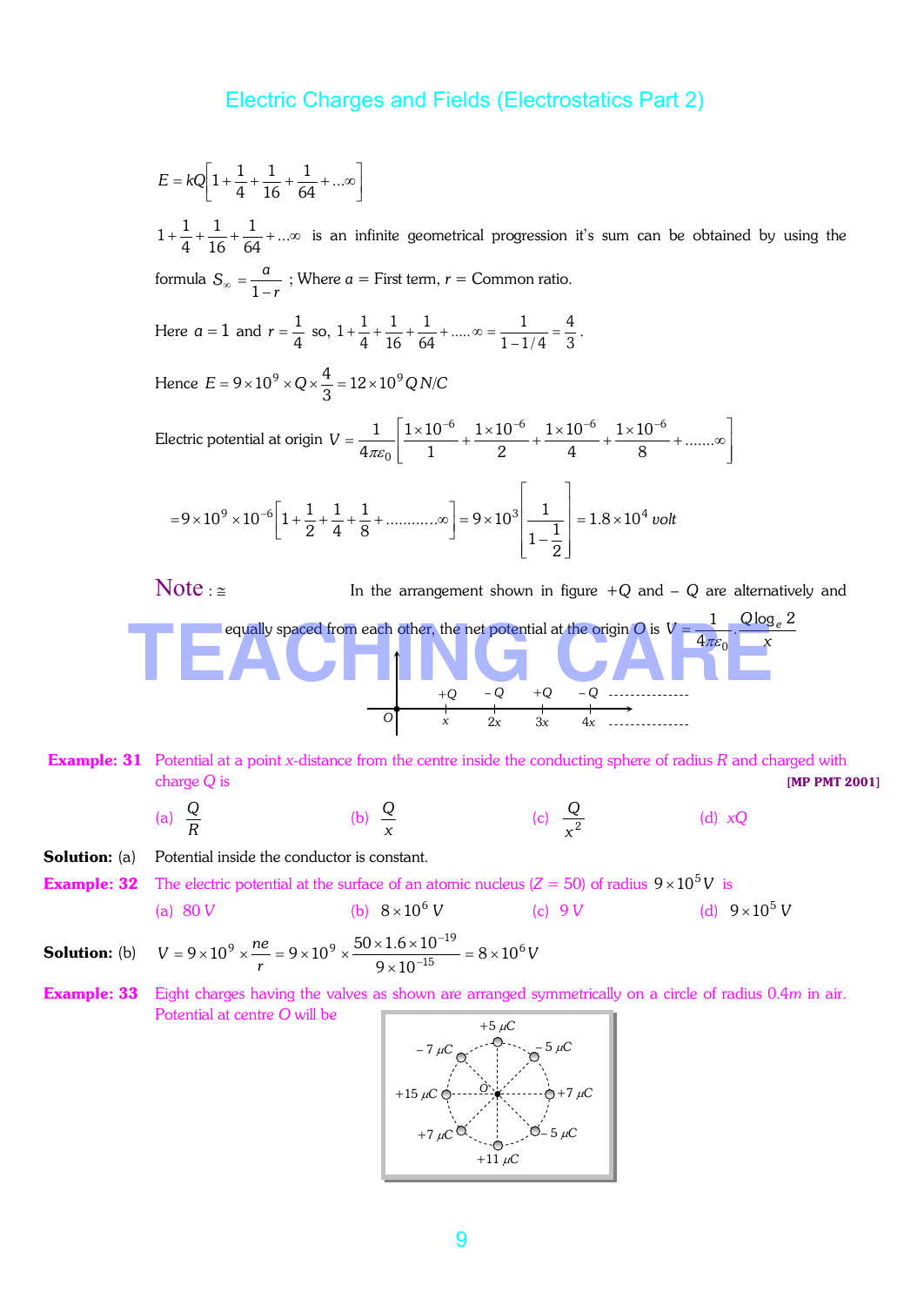$$E = kQ\left[1 + \frac{1}{4} + \frac{1}{16} + \frac{1}{64} + ...\infty\right]$$

$1 + \frac{1}{4} + \frac{1}{16} + \frac{1}{64} + ...\infty$ is an infinite geometrical progression it's sum can be obtained by using the formula $S_\infty = \frac{a}{1-r}$ ; Where $a$ = First term, $r$ = Common ratio.

Here $a = 1$ and $r = \frac{1}{4}$ so, $1 + \frac{1}{4} + \frac{1}{16} + \frac{1}{64} + .....\infty = \frac{1}{1 - 1/4} = \frac{4}{3}$.

Hence $E = 9 \times 10^9 \times Q \times \frac{4}{3} = 12 \times 10^9 Q\, N/C$

Electric potential at origin $V = \frac{1}{4\pi\varepsilon_0}\left[\frac{1\times 10^{-6}}{1} + \frac{1\times 10^{-6}}{2} + \frac{1\times 10^{-6}}{4} + \frac{1\times 10^{-6}}{8} + .......\infty\right]$

$$= 9\times 10^9 \times 10^{-6}\left[1 + \frac{1}{2} + \frac{1}{4} + \frac{1}{8} + ...........\infty\right] = 9\times 10^3\left[\frac{1}{1 - \frac{1}{2}}\right] = 1.8 \times 10^4\ volt$$

**Note :** $\cong$ In the arrangement shown in figure $+Q$ and $-Q$ are alternatively and equally spaced from each other, the net potential at the origin $O$ is $V = \frac{1}{4\pi\varepsilon_0} \cdot \frac{Q\log_e 2}{x}$

**Example: 31** Potential at a point $x$-distance from the centre inside the conducting sphere of radius $R$ and charged with charge $Q$ is **[MP PMT 2001]**

(a) $\frac{Q}{R}$ (b) $\frac{Q}{x}$ (c) $\frac{Q}{x^2}$ (d) $xQ$

**Solution:** (a) Potential inside the conductor is constant.

**Example: 32** The electric potential at the surface of an atomic nucleus ($Z$ = 50) of radius $9 \times 10^5\, V$ is

(a) 80 $V$ (b) $8 \times 10^6\, V$ (c) 9 $V$ (d) $9 \times 10^5\, V$

**Solution:** (b) $V = 9\times 10^9 \times \frac{ne}{r} = 9 \times 10^9 \times \frac{50 \times 1.6 \times 10^{-19}}{9 \times 10^{-15}} = 8 \times 10^6 V$

**Example: 33** Eight charges having the valves as shown are arranged symmetrically on a circle of radius 0.4$m$ in air. Potential at centre $O$ will be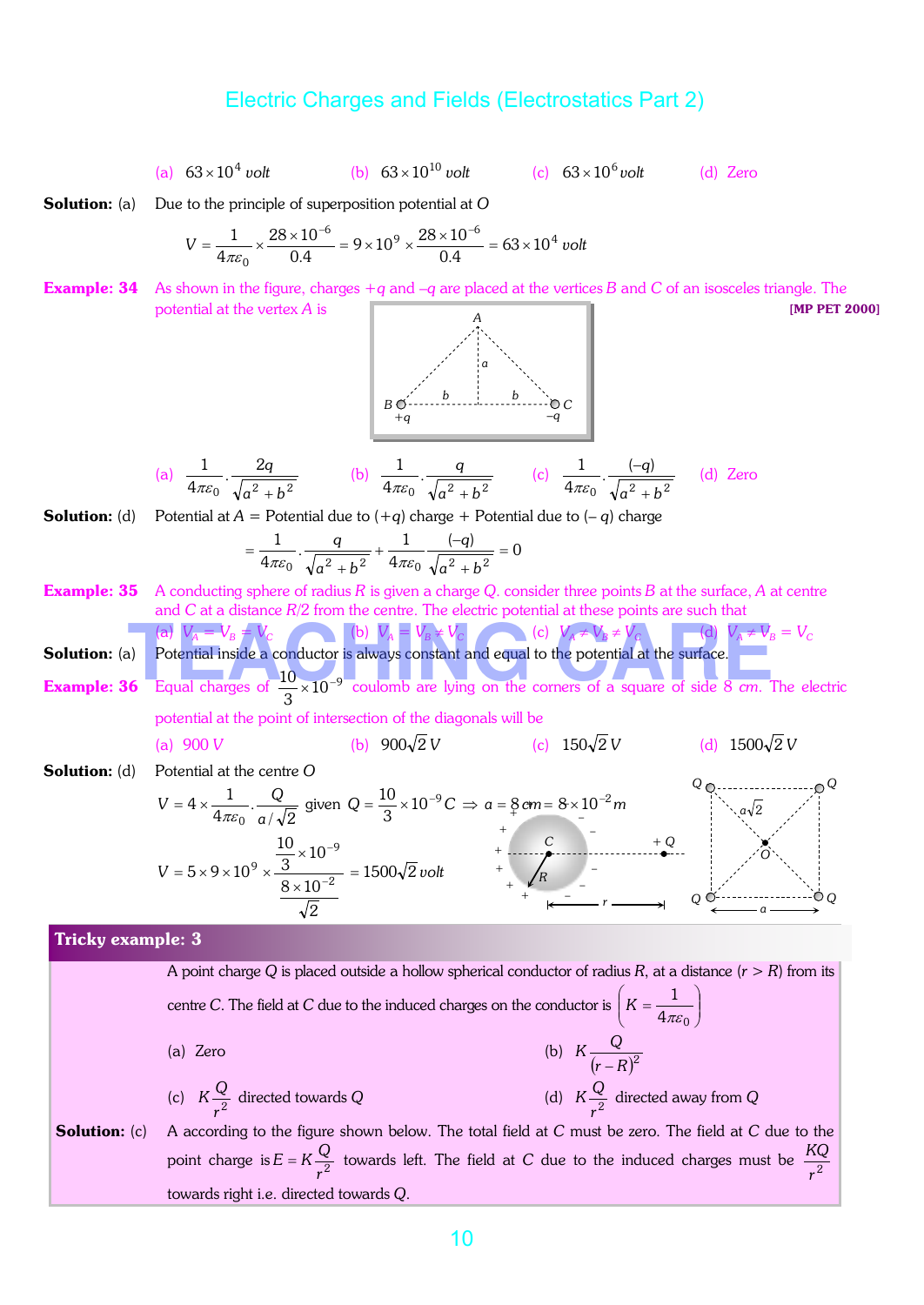(a) $63 \times 10^4$ *volt* (b) $63 \times 10^{10}$ *volt* (c) $63 \times 10^6$ *volt* (d) Zero

**Solution:** (a) Due to the principle of superposition potential at $O$

$$V = \frac{1}{4\pi\varepsilon_0} \times \frac{28 \times 10^{-6}}{0.4} = 9 \times 10^9 \times \frac{28 \times 10^{-6}}{0.4} = 63 \times 10^4 \text{ volt}$$

**Example: 34** As shown in the figure, charges $+q$ and $-q$ are placed at the vertices $B$ and $C$ of an isosceles triangle. The potential at the vertex $A$ is **[MP PET 2000]**

(a) $\frac{1}{4\pi\varepsilon_0} \cdot \frac{2q}{\sqrt{a^2 + b^2}}$ (b) $\frac{1}{4\pi\varepsilon_0} \cdot \frac{q}{\sqrt{a^2 + b^2}}$ (c) $\frac{1}{4\pi\varepsilon_0} \cdot \frac{(-q)}{\sqrt{a^2 + b^2}}$ (d) Zero

**Solution:** (d) Potential at $A$ = Potential due to $(+q)$ charge + Potential due to $(-q)$ charge

$$= \frac{1}{4\pi\varepsilon_0} \cdot \frac{q}{\sqrt{a^2 + b^2}} + \frac{1}{4\pi\varepsilon_0} \frac{(-q)}{\sqrt{a^2 + b^2}} = 0$$

**Example: 35** A conducting sphere of radius $R$ is given a charge $Q$. consider three points $B$ at the surface, $A$ at centre and $C$ at a distance $R/2$ from the centre. The electric potential at these points are such that

(a) $V_A = V_B = V_C$ (b) $V_A = V_B \neq V_C$ (c) $V_A \neq V_B \neq V_C$ (d) $V_A \neq V_B = V_C$

**Solution:** (a) Potential inside a conductor is always constant and equal to the potential at the surface.

**Example: 36** Equal charges of $\frac{10}{3} \times 10^{-9}$ coulomb are lying on the corners of a square of side 8 *cm*. The electric potential at the point of intersection of the diagonals will be

(a) 900 *V* (b) $900\sqrt{2}$ *V* (c) $150\sqrt{2}$ *V* (d) $1500\sqrt{2}$ *V*

**Solution:** (d) Potential at the centre $O$

$$V = 4 \times \frac{1}{4\pi\varepsilon_0} \cdot \frac{Q}{a/\sqrt{2}} \text{ given } Q = \frac{10}{3} \times 10^{-9} C \Rightarrow a = 8 \, cm = 8 \times 10^{-2} m$$

$$V = 5 \times 9 \times 10^9 \times \frac{\frac{10}{3} \times 10^{-9}}{\frac{8 \times 10^{-2}}{\sqrt{2}}} = 1500\sqrt{2} \text{ volt}$$

## Tricky example: 3

A point charge $Q$ is placed outside a hollow spherical conductor of radius $R$, at a distance $(r > R)$ from its centre $C$. The field at $C$ due to the induced charges on the conductor is $\left(K = \frac{1}{4\pi\varepsilon_0}\right)$

(a) Zero (b) $K\frac{Q}{(r-R)^2}$

(c) $K\frac{Q}{r^2}$ directed towards $Q$ (d) $K\frac{Q}{r^2}$ directed away from $Q$

**Solution:** (c) A according to the figure shown below. The total field at $C$ must be zero. The field at $C$ due to the point charge is $E = K\frac{Q}{r^2}$ towards left. The field at $C$ due to the induced charges must be $\frac{KQ}{r^2}$ towards right i.e. directed towards $Q$.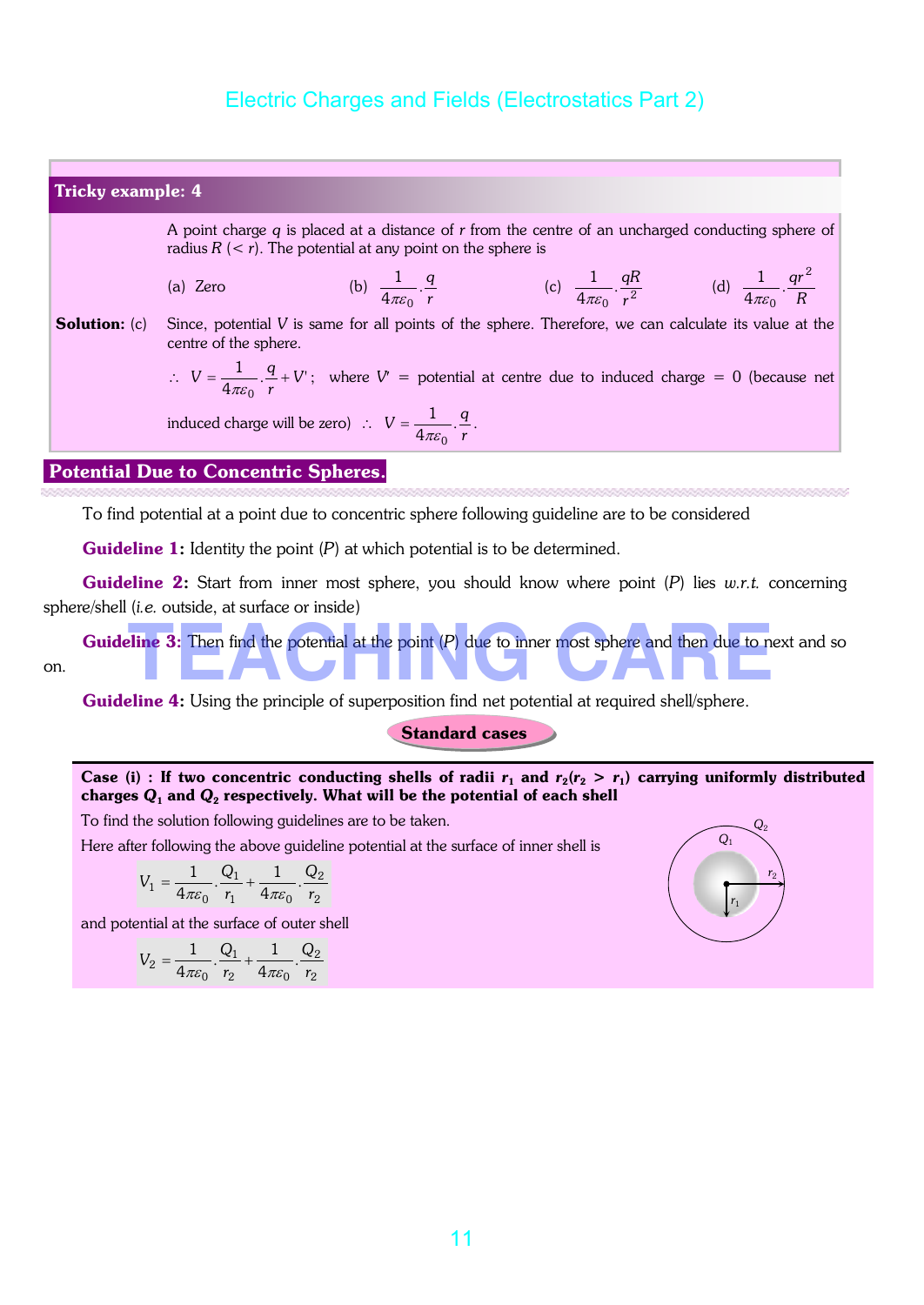**Tricky example: 4**

A point charge $q$ is placed at a distance of $r$ from the centre of an uncharged conducting sphere of radius $R$ ($< r$). The potential at any point on the sphere is

(a) Zero (b) $\frac{1}{4\pi\varepsilon_0}.\frac{q}{r}$ (c) $\frac{1}{4\pi\varepsilon_0}.\frac{qR}{r^2}$ (d) $\frac{1}{4\pi\varepsilon_0}.\frac{qr^2}{R}$

**Solution:** (c) Since, potential $V$ is same for all points of the sphere. Therefore, we can calculate its value at the centre of the sphere.

$\therefore \ V = \frac{1}{4\pi\varepsilon_0}.\frac{q}{r} + V'$; where $V'$ = potential at centre due to induced charge = 0 (because net induced charge will be zero) $\therefore \ V = \frac{1}{4\pi\varepsilon_0}.\frac{q}{r}$.

## Potential Due to Concentric Spheres.

To find potential at a point due to concentric sphere following guideline are to be considered

**Guideline 1:** Identity the point ($P$) at which potential is to be determined.

**Guideline 2:** Start from inner most sphere, you should know where point ($P$) lies *w.r.t.* concerning sphere/shell (*i.e.* outside, at surface or inside)

**Guideline 3:** Then find the potential at the point ($P$) due to inner most sphere and then due to next and so on.

**Guideline 4:** Using the principle of superposition find net potential at required shell/sphere.

**Standard cases**

**Case (i) : If two concentric conducting shells of radii $r_1$ and $r_2$($r_2 > r_1$) carrying uniformly distributed charges $Q_1$ and $Q_2$ respectively. What will be the potential of each shell**

To find the solution following guidelines are to be taken.

Here after following the above guideline potential at the surface of inner shell is

$$V_1 = \frac{1}{4\pi\varepsilon_0}.\frac{Q_1}{r_1} + \frac{1}{4\pi\varepsilon_0}.\frac{Q_2}{r_2}$$

and potential at the surface of outer shell

$$V_2 = \frac{1}{4\pi\varepsilon_0}.\frac{Q_1}{r_2} + \frac{1}{4\pi\varepsilon_0}.\frac{Q_2}{r_2}$$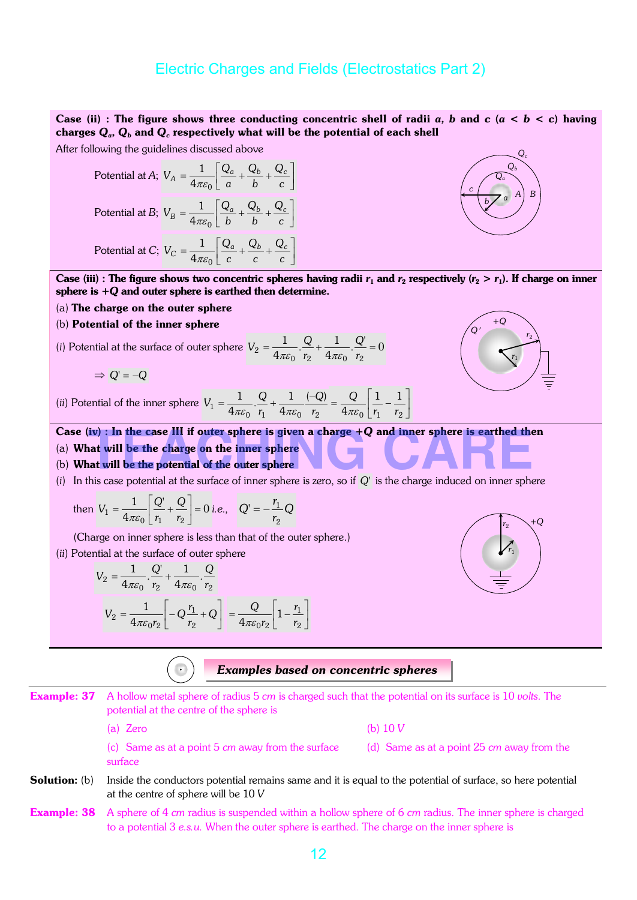**Case (ii) : The figure shows three conducting concentric shell of radii *a*, *b* and *c* (*a* < *b* < *c*) having charges $Q_a$, $Q_b$ and $Q_c$ respectively what will be the potential of each shell**

After following the guidelines discussed above

Potential at *A*; $V_A = \frac{1}{4\pi\varepsilon_0}\left[\frac{Q_a}{a} + \frac{Q_b}{b} + \frac{Q_c}{c}\right]$

Potential at *B*; $V_B = \frac{1}{4\pi\varepsilon_0}\left[\frac{Q_a}{b} + \frac{Q_b}{b} + \frac{Q_c}{c}\right]$

Potential at *C*; $V_C = \frac{1}{4\pi\varepsilon_0}\left[\frac{Q_a}{c} + \frac{Q_b}{c} + \frac{Q_c}{c}\right]$

**Case (iii) : The figure shows two concentric spheres having radii $r_1$ and $r_2$ respectively ($r_2 > r_1$). If charge on inner sphere is +*Q* and outer sphere is earthed then determine.**

(a) **The charge on the outer sphere**

(b) **Potential of the inner sphere**

(*i*) Potential at the surface of outer sphere $V_2 = \frac{1}{4\pi\varepsilon_0}.\frac{Q}{r_2} + \frac{1}{4\pi\varepsilon_0}.\frac{Q'}{r_2} = 0$

$\Rightarrow Q' = -Q$

(*ii*) Potential of the inner sphere $V_1 = \frac{1}{4\pi\varepsilon_0}.\frac{Q}{r_1} + \frac{1}{4\pi\varepsilon_0}\frac{(-Q)}{r_2} = \frac{Q}{4\pi\varepsilon_0}\left[\frac{1}{r_1} - \frac{1}{r_2}\right]$

**Case (iv) : In the case III if outer sphere is given a charge +*Q* and inner sphere is earthed then**

(a) **What will be the charge on the inner sphere**

(b) **What will be the potential of the outer sphere**

(*i*) In this case potential at the surface of inner sphere is zero, so if $Q'$ is the charge induced on inner sphere

then $V_1 = \frac{1}{4\pi\varepsilon_0}\left[\frac{Q'}{r_1} + \frac{Q}{r_2}\right] = 0$ *i.e.*, $Q' = -\frac{r_1}{r_2}Q$

(Charge on inner sphere is less than that of the outer sphere.)

(*ii*) Potential at the surface of outer sphere

$$V_2 = \frac{1}{4\pi\varepsilon_0}.\frac{Q'}{r_2} + \frac{1}{4\pi\varepsilon_0}.\frac{Q}{r_2}$$

$$V_2 = \frac{1}{4\pi\varepsilon_0 r_2}\left[-Q\frac{r_1}{r_2} + Q\right] = \frac{Q}{4\pi\varepsilon_0 r_2}\left[1 - \frac{r_1}{r_2}\right]$$

## Examples based on concentric spheres

**Example: 37** A hollow metal sphere of radius 5 *cm* is charged such that the potential on its surface is 10 *volts*. The potential at the centre of the sphere is

(a) Zero (b) 10 *V*

(c) Same as at a point 5 *cm* away from the surface (d) Same as at a point 25 *cm* away from the surface

**Solution:** (b) Inside the conductors potential remains same and it is equal to the potential of surface, so here potential at the centre of sphere will be 10 *V*

**Example: 38** A sphere of 4 *cm* radius is suspended within a hollow sphere of 6 *cm* radius. The inner sphere is charged to a potential 3 *e.s.u.* When the outer sphere is earthed. The charge on the inner sphere is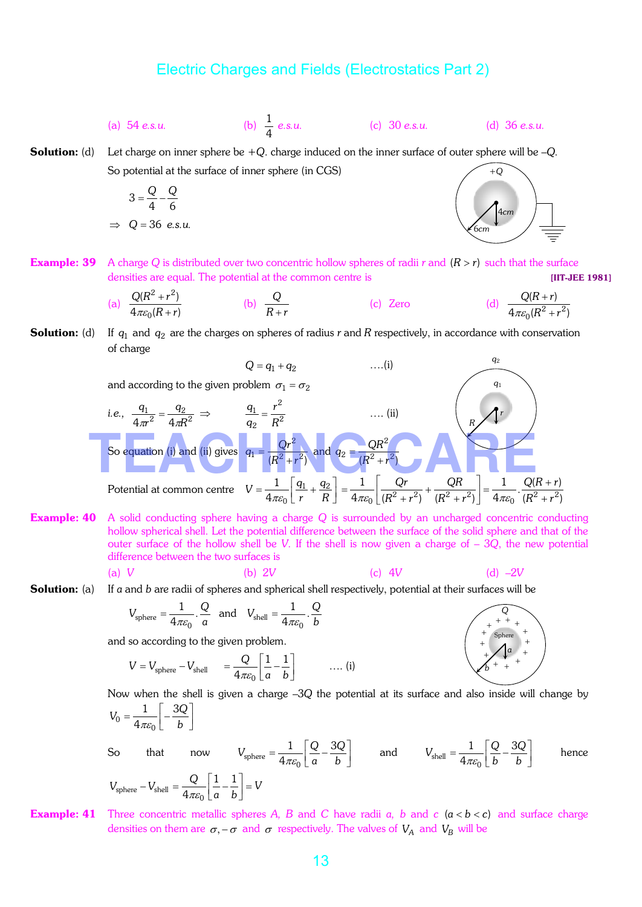(a) 54 *e.s.u.* (b) $\frac{1}{4}$ *e.s.u.* (c) 30 *e.s.u.* (d) 36 *e.s.u.*

**Solution:** (d) Let charge on inner sphere be $+Q$. charge induced on the inner surface of outer sphere will be $-Q$.

So potential at the surface of inner sphere (in CGS)

$$3 = \frac{Q}{4} - \frac{Q}{6}$$

$\Rightarrow$ $Q = 36$ *e.s.u.*

**Example: 39** A charge $Q$ is distributed over two concentric hollow spheres of radii $r$ and $(R > r)$ such that the surface densities are equal. The potential at the common centre is **[IIT-JEE 1981]**

(a) $\frac{Q(R^2+r^2)}{4\pi\varepsilon_0(R+r)}$ (b) $\frac{Q}{R+r}$ (c) Zero (d) $\frac{Q(R+r)}{4\pi\varepsilon_0(R^2+r^2)}$

**Solution:** (d) If $q_1$ and $q_2$ are the charges on spheres of radius $r$ and $R$ respectively, in accordance with conservation of charge

$$Q = q_1 + q_2 \quad \text{....(i)}$$

and according to the given problem $\sigma_1 = \sigma_2$

*i.e.,* $\frac{q_1}{4\pi r^2} = \frac{q_2}{4\pi R^2} \Rightarrow \frac{q_1}{q_2} = \frac{r^2}{R^2}$ .... (ii)

So equation (i) and (ii) gives $q_1 = \frac{Qr^2}{(R^2+r^2)}$ and $q_2 = \frac{QR^2}{(R^2+r^2)}$

Potential at common centre $V = \frac{1}{4\pi\varepsilon_0}\left[\frac{q_1}{r} + \frac{q_2}{R}\right] = \frac{1}{4\pi\varepsilon_0}\left[\frac{Qr}{(R^2+r^2)} + \frac{QR}{(R^2+r^2)}\right] = \frac{1}{4\pi\varepsilon_0}\cdot\frac{Q(R+r)}{(R^2+r^2)}$

**Example: 40** A solid conducting sphere having a charge $Q$ is surrounded by an uncharged concentric conducting hollow spherical shell. Let the potential difference between the surface of the solid sphere and that of the outer surface of the hollow shell be $V$. If the shell is now given a charge of $-3Q$, the new potential difference between the two surfaces is

(a) $V$ (b) $2V$ (c) $4V$ (d) $-2V$

**Solution:** (a) If $a$ and $b$ are radii of spheres and spherical shell respectively, potential at their surfaces will be

$$V_{\text{sphere}} = \frac{1}{4\pi\varepsilon_0}\cdot\frac{Q}{a} \quad \text{and} \quad V_{\text{shell}} = \frac{1}{4\pi\varepsilon_0}\cdot\frac{Q}{b}$$

and so according to the given problem.

$$V = V_{\text{sphere}} - V_{\text{shell}} = \frac{Q}{4\pi\varepsilon_0}\left[\frac{1}{a} - \frac{1}{b}\right] \quad \text{.... (i)}$$

Now when the shell is given a charge $-3Q$ the potential at its surface and also inside will change by $V_0 = \frac{1}{4\pi\varepsilon_0}\left[-\frac{3Q}{b}\right]$

So that now $V_{\text{sphere}} = \frac{1}{4\pi\varepsilon_0}\left[\frac{Q}{a} - \frac{3Q}{b}\right]$ and $V_{\text{shell}} = \frac{1}{4\pi\varepsilon_0}\left[\frac{Q}{b} - \frac{3Q}{b}\right]$ hence

$$V_{\text{sphere}} - V_{\text{shell}} = \frac{Q}{4\pi\varepsilon_0}\left[\frac{1}{a} - \frac{1}{b}\right] = V$$

**Example: 41** Three concentric metallic spheres $A$, $B$ and $C$ have radii $a$, $b$ and $c$ $(a < b < c)$ and surface charge densities on them are $\sigma, -\sigma$ and $\sigma$ respectively. The valves of $V_A$ and $V_B$ will be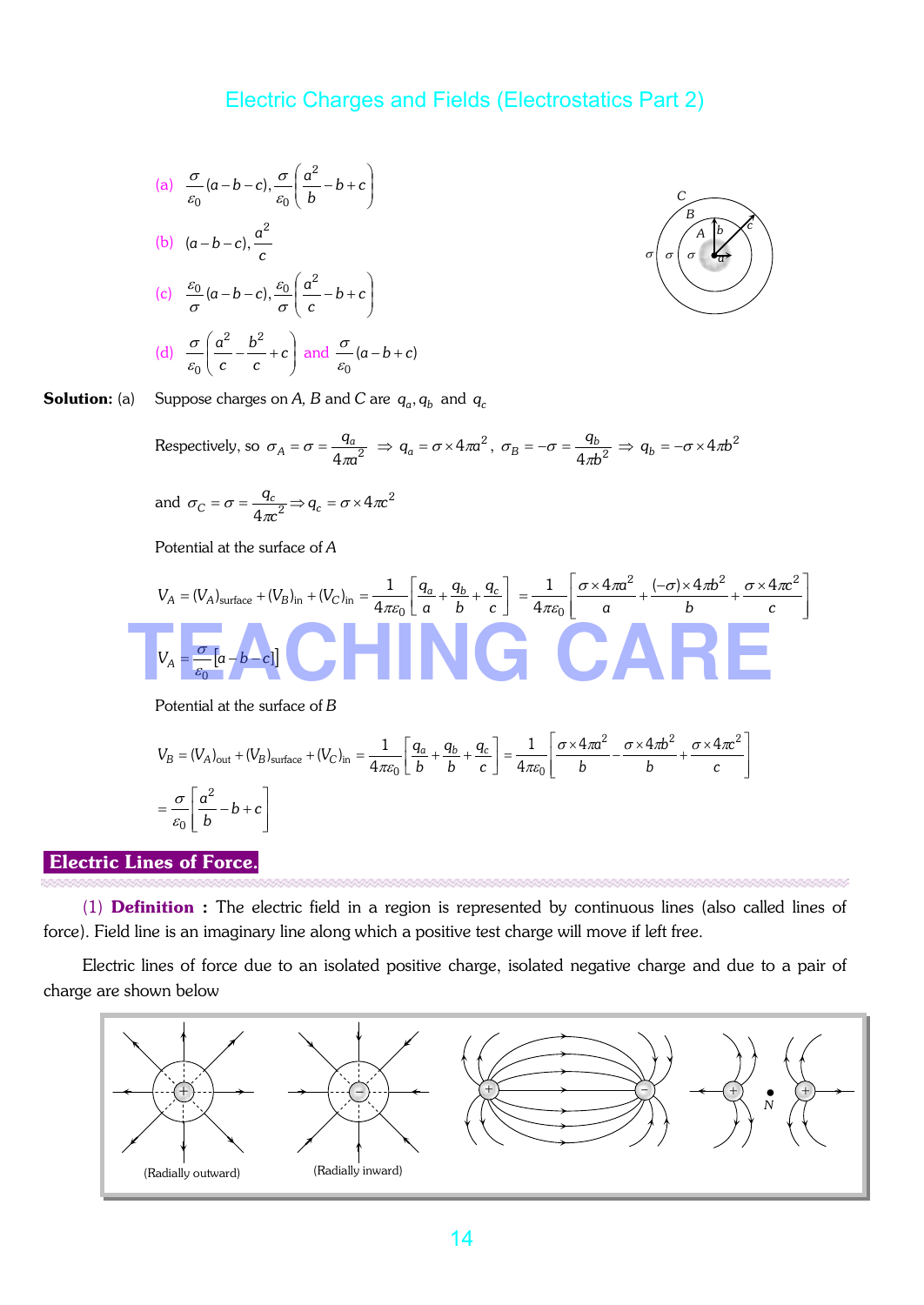(a) $\frac{\sigma}{\varepsilon_0}(a-b-c), \frac{\sigma}{\varepsilon_0}\left(\frac{a^2}{b}-b+c\right)$

(b) $(a-b-c), \frac{a^2}{c}$

(c) $\frac{\varepsilon_0}{\sigma}(a-b-c), \frac{\varepsilon_0}{\sigma}\left(\frac{a^2}{c}-b+c\right)$

(d) $\frac{\sigma}{\varepsilon_0}\left(\frac{a^2}{c}-\frac{b^2}{c}+c\right)$ and $\frac{\sigma}{\varepsilon_0}(a-b+c)$

**Solution:** (a) Suppose charges on *A*, *B* and *C* are $q_a, q_b$ and $q_c$

Respectively, so $\sigma_A = \sigma = \frac{q_a}{4\pi a^2} \Rightarrow q_a = \sigma \times 4\pi a^2$, $\sigma_B = -\sigma = \frac{q_b}{4\pi b^2} \Rightarrow q_b = -\sigma \times 4\pi b^2$

and $\sigma_C = \sigma = \frac{q_c}{4\pi c^2} \Rightarrow q_c = \sigma \times 4\pi c^2$

Potential at the surface of *A*

$$V_A = (V_A)_{\text{surface}} + (V_B)_{\text{in}} + (V_C)_{\text{in}} = \frac{1}{4\pi\varepsilon_0}\left[\frac{q_a}{a}+\frac{q_b}{b}+\frac{q_c}{c}\right] = \frac{1}{4\pi\varepsilon_0}\left[\frac{\sigma \times 4\pi a^2}{a}+\frac{(-\sigma)\times 4\pi b^2}{b}+\frac{\sigma \times 4\pi c^2}{c}\right]$$

$$V_A = \frac{\sigma}{\varepsilon_0}[a-b-c]$$

Potential at the surface of *B*

$$V_B = (V_A)_{\text{out}} + (V_B)_{\text{surface}} + (V_C)_{\text{in}} = \frac{1}{4\pi\varepsilon_0}\left[\frac{q_a}{b}+\frac{q_b}{b}+\frac{q_c}{c}\right] = \frac{1}{4\pi\varepsilon_0}\left[\frac{\sigma \times 4\pi a^2}{b}-\frac{\sigma \times 4\pi b^2}{b}+\frac{\sigma \times 4\pi c^2}{c}\right]$$

$$= \frac{\sigma}{\varepsilon_0}\left[\frac{a^2}{b}-b+c\right]$$

## Electric Lines of Force.

(1) **Definition :** The electric field in a region is represented by continuous lines (also called lines of force). Field line is an imaginary line along which a positive test charge will move if left free.

Electric lines of force due to an isolated positive charge, isolated negative charge and due to a pair of charge are shown below

(Radially outward) (Radially inward)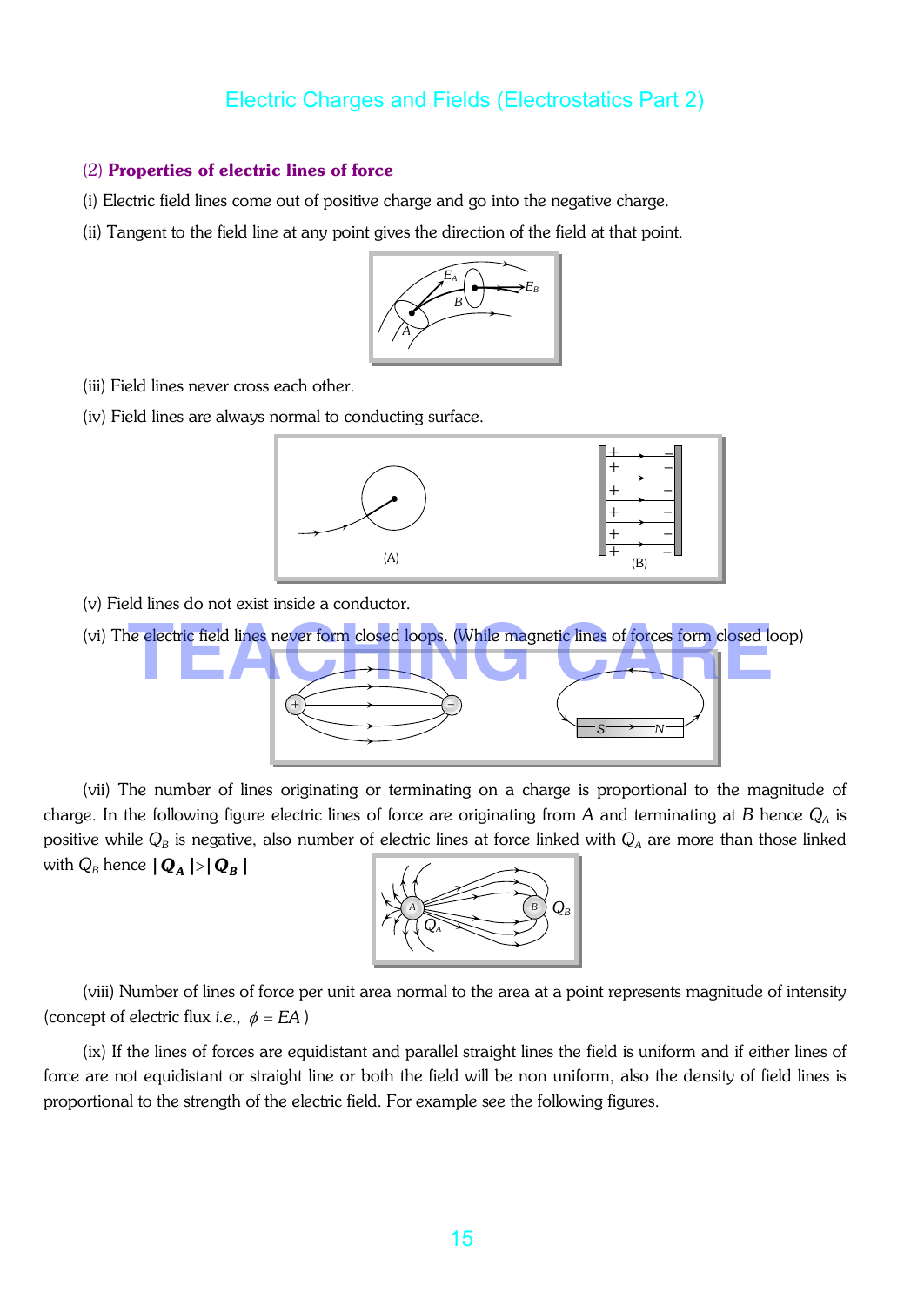(2) **Properties of electric lines of force**

(i) Electric field lines come out of positive charge and go into the negative charge.

(ii) Tangent to the field line at any point gives the direction of the field at that point.

(iii) Field lines never cross each other.

(iv) Field lines are always normal to conducting surface.

(v) Field lines do not exist inside a conductor.

(vi) The electric field lines never form closed loops. (While magnetic lines of forces form closed loop)

(vii) The number of lines originating or terminating on a charge is proportional to the magnitude of charge. In the following figure electric lines of force are originating from $A$ and terminating at $B$ hence $Q_A$ is positive while $Q_B$ is negative, also number of electric lines at force linked with $Q_A$ are more than those linked with $Q_B$ hence $|\boldsymbol{Q_A}| > |\boldsymbol{Q_B}|$

(viii) Number of lines of force per unit area normal to the area at a point represents magnitude of intensity (concept of electric flux *i.e.,* $\phi = EA$ )

(ix) If the lines of forces are equidistant and parallel straight lines the field is uniform and if either lines of force are not equidistant or straight line or both the field will be non uniform, also the density of field lines is proportional to the strength of the electric field. For example see the following figures.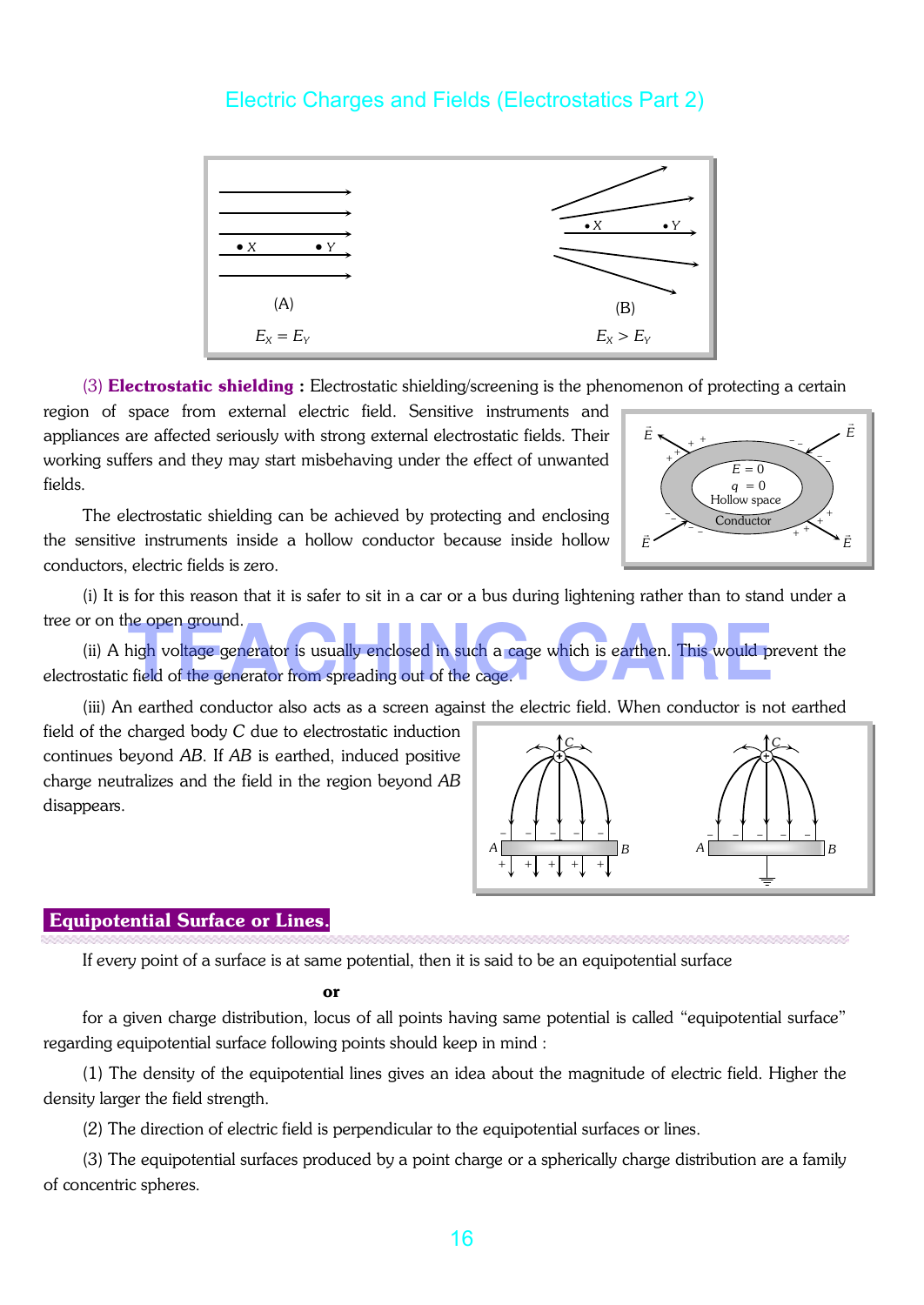(A)

$E_X = E_Y$

(B)

$E_X > E_Y$

(3) **Electrostatic shielding :** Electrostatic shielding/screening is the phenomenon of protecting a certain region of space from external electric field. Sensitive instruments and appliances are affected seriously with strong external electrostatic fields. Their working suffers and they may start misbehaving under the effect of unwanted fields.

The electrostatic shielding can be achieved by protecting and enclosing the sensitive instruments inside a hollow conductor because inside hollow conductors, electric fields is zero.

(i) It is for this reason that it is safer to sit in a car or a bus during lightening rather than to stand under a tree or on the open ground.

(ii) A high voltage generator is usually enclosed in such a cage which is earthen. This would prevent the electrostatic field of the generator from spreading out of the cage.

(iii) An earthed conductor also acts as a screen against the electric field. When conductor is not earthed field of the charged body $C$ due to electrostatic induction continues beyond $AB$. If $AB$ is earthed, induced positive charge neutralizes and the field in the region beyond $AB$ disappears.

## Equipotential Surface or Lines.

If every point of a surface is at same potential, then it is said to be an equipotential surface

**or**

for a given charge distribution, locus of all points having same potential is called "equipotential surface" regarding equipotential surface following points should keep in mind :

(1) The density of the equipotential lines gives an idea about the magnitude of electric field. Higher the density larger the field strength.

(2) The direction of electric field is perpendicular to the equipotential surfaces or lines.

(3) The equipotential surfaces produced by a point charge or a spherically charge distribution are a family of concentric spheres.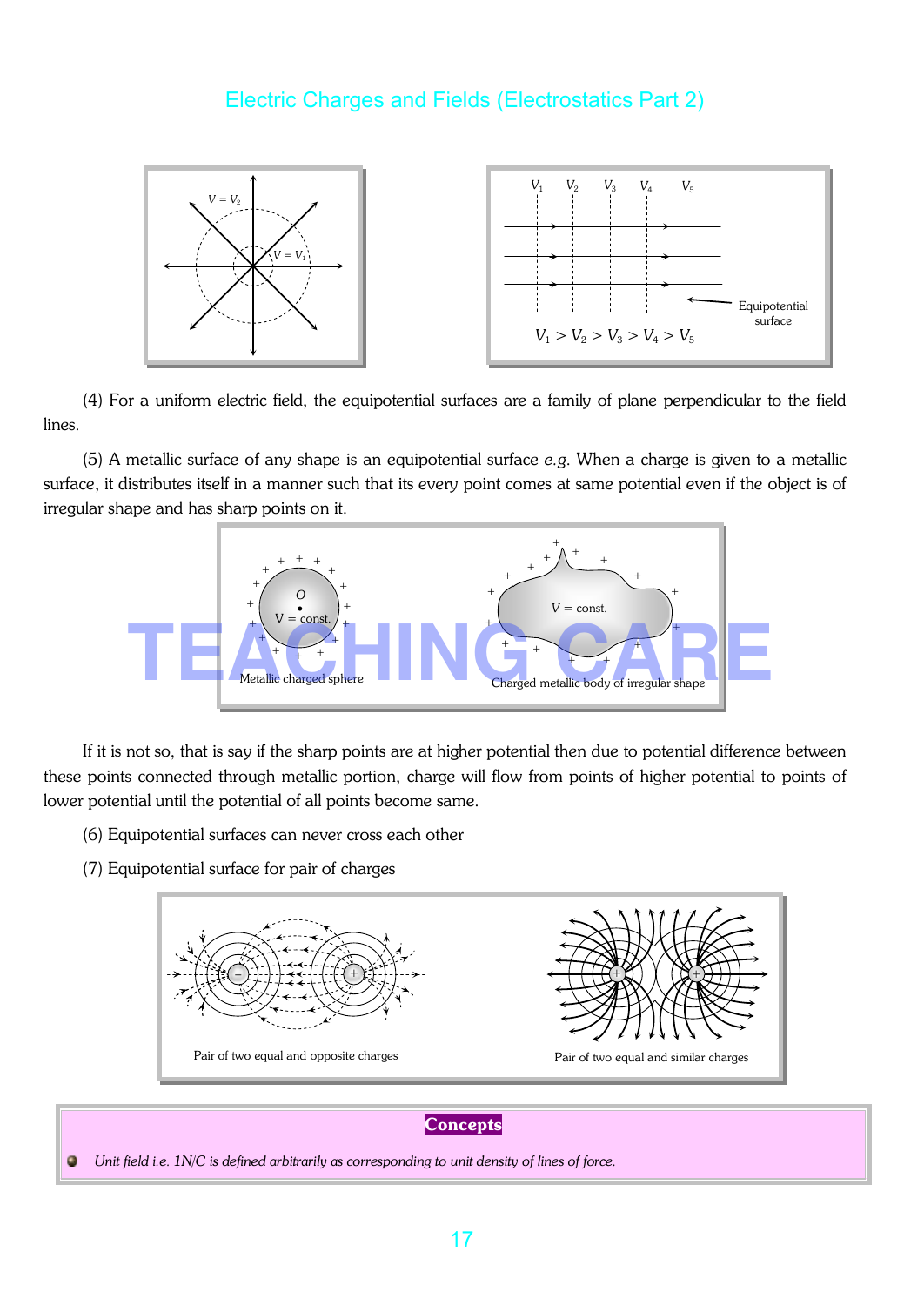$V_1 > V_2 > V_3 > V_4 > V_5$

Equipotential surface

(4) For a uniform electric field, the equipotential surfaces are a family of plane perpendicular to the field lines.

(5) A metallic surface of any shape is an equipotential surface *e.g.* When a charge is given to a metallic surface, it distributes itself in a manner such that its every point comes at same potential even if the object is of irregular shape and has sharp points on it.

Metallic charged sphere

Charged metallic body of irregular shape

If it is not so, that is say if the sharp points are at higher potential then due to potential difference between these points connected through metallic portion, charge will flow from points of higher potential to points of lower potential until the potential of all points become same.

(6) Equipotential surfaces can never cross each other

(7) Equipotential surface for pair of charges

Pair of two equal and opposite charges

Pair of two equal and similar charges

**Concepts**

- *Unit field i.e. 1N/C is defined arbitrarily as corresponding to unit density of lines of force.*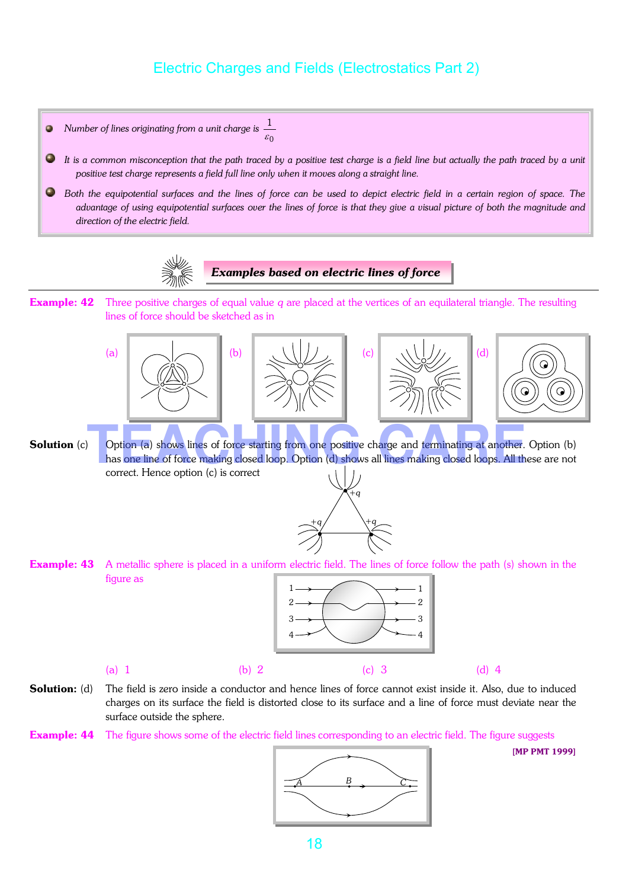- *Number of lines originating from a unit charge is* $\frac{1}{\varepsilon_0}$
- *It is a common misconception that the path traced by a positive test charge is a field line but actually the path traced by a unit positive test charge represents a field full line only when it moves along a straight line.*
- *Both the equipotential surfaces and the lines of force can be used to depict electric field in a certain region of space. The advantage of using equipotential surfaces over the lines of force is that they give a visual picture of both the magnitude and direction of the electric field.*

## *Examples based on electric lines of force*

**Example: 42** Three positive charges of equal value $q$ are placed at the vertices of an equilateral triangle. The resulting lines of force should be sketched as in

(a) (b) (c) (d)

**Solution** (c) Option (a) shows lines of force starting from one positive charge and terminating at another. Option (b) has one line of force making closed loop. Option (d) shows all lines making closed loops. All these are not correct. Hence option (c) is correct

**Example: 43** A metallic sphere is placed in a uniform electric field. The lines of force follow the path (s) shown in the figure as

(a) 1 (b) 2 (c) 3 (d) 4

**Solution:** (d) The field is zero inside a conductor and hence lines of force cannot exist inside it. Also, due to induced charges on its surface the field is distorted close to its surface and a line of force must deviate near the surface outside the sphere.

**Example: 44** The figure shows some of the electric field lines corresponding to an electric field. The figure suggests **[MP PMT 1999]**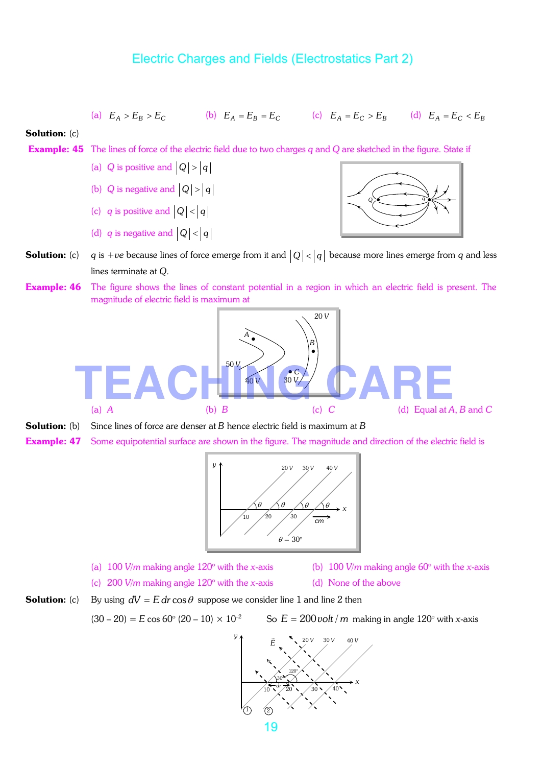(a) $E_A > E_B > E_C$ (b) $E_A = E_B = E_C$ (c) $E_A = E_C > E_B$ (d) $E_A = E_C < E_B$

**Solution:** (c)

**Example: 45** The lines of force of the electric field due to two charges $q$ and $Q$ are sketched in the figure. State if

(a) $Q$ is positive and $|Q| > |q|$

(b) $Q$ is negative and $|Q| > |q|$

(c) $q$ is positive and $|Q| < |q|$

(d) $q$ is negative and $|Q| < |q|$

**Solution:** (c) $q$ is $+ve$ because lines of force emerge from it and $|Q| < |q|$ because more lines emerge from $q$ and less lines terminate at $Q$.

**Example: 46** The figure shows the lines of constant potential in a region in which an electric field is present. The magnitude of electric field is maximum at

(a) $A$ (b) $B$ (c) $C$ (d) Equal at $A$, $B$ and $C$

**Solution:** (b) Since lines of force are denser at $B$ hence electric field is maximum at $B$

**Example: 47** Some equipotential surface are shown in the figure. The magnitude and direction of the electric field is

(a) 100 $V/m$ making angle 120° with the $x$-axis (b) 100 $V/m$ making angle 60° with the $x$-axis

(c) 200 $V/m$ making angle 120° with the $x$-axis (d) None of the above

**Solution:** (c) By using $dV = E\, dr \cos\theta$ suppose we consider line 1 and line 2 then

$(30 - 20) = E \cos 60^\circ\, (20 - 10) \times 10^{-2}$ So $E = 200\, volt/m$ making in angle 120° with $x$-axis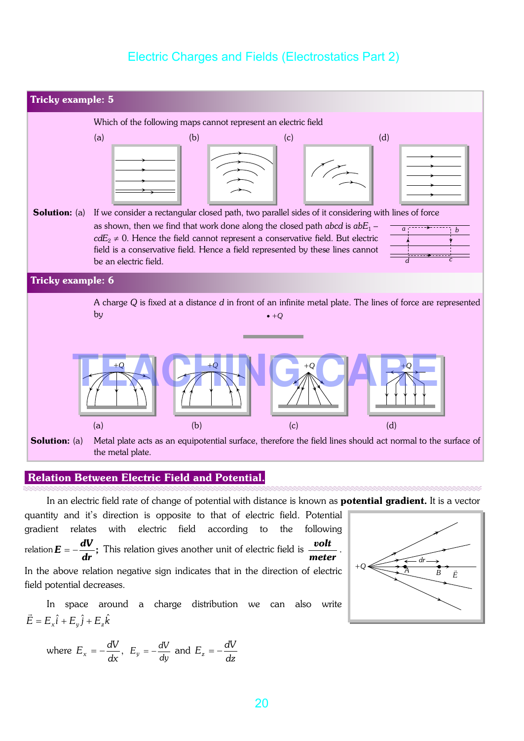### Tricky example: 5

Which of the following maps cannot represent an electric field

(a) (b) (c) (d)

**Solution:** (a) If we consider a rectangular closed path, two parallel sides of it considering with lines of force as shown, then we find that work done along the closed path *abcd* is $abE_1 - cdE_2 \neq 0$. Hence the field cannot represent a conservative field. But electric field is a conservative field. Hence a field represented by these lines cannot be an electric field.

### Tricky example: 6

A charge *Q* is fixed at a distance *d* in front of an infinite metal plate. The lines of force are represented by

(a) (b) (c) (d)

**Solution:** (a) Metal plate acts as an equipotential surface, therefore the field lines should act normal to the surface of the metal plate.

## Relation Between Electric Field and Potential.

In an electric field rate of change of potential with distance is known as **potential gradient.** It is a vector quantity and it's direction is opposite to that of electric field. Potential gradient relates with electric field according to the following relation $\boldsymbol{E} = -\dfrac{\boldsymbol{dV}}{\boldsymbol{dr}}$; This relation gives another unit of electric field is $\dfrac{\textbf{volt}}{\textbf{meter}}$.

In the above relation negative sign indicates that in the direction of electric field potential decreases.

In space around a charge distribution we can also write $\vec{E} = E_x\hat{i} + E_y\hat{j} + E_z\hat{k}$

where $E_x = -\dfrac{dV}{dx}$, $E_y = -\dfrac{dV}{dy}$ and $E_z = -\dfrac{dV}{dz}$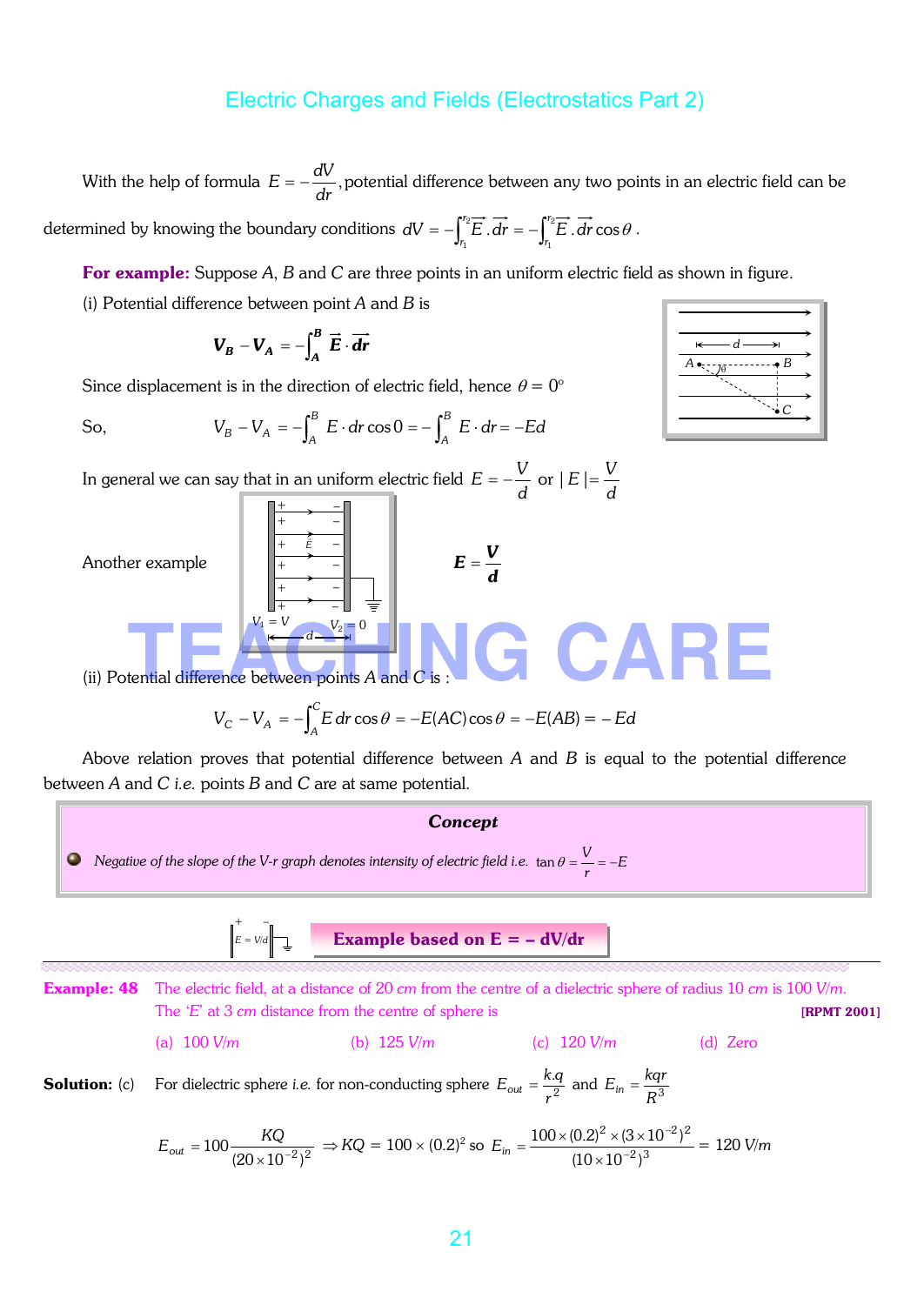With the help of formula $E = -\frac{dV}{dr}$, potential difference between any two points in an electric field can be determined by knowing the boundary conditions $dV = -\int_{r_1}^{r_2} \vec{E}.\vec{dr} = -\int_{r_1}^{r_2} \vec{E}.\vec{dr}\cos\theta$.

**For example:** Suppose $A$, $B$ and $C$ are three points in an uniform electric field as shown in figure.

(i) Potential difference between point $A$ and $B$ is

$$V_B - V_A = -\int_A^B \vec{E}\cdot\vec{dr}$$

Since displacement is in the direction of electric field, hence $\theta = 0°$

So, $$V_B - V_A = -\int_A^B E\cdot dr\cos 0 = -\int_A^B E\cdot dr = -Ed$$

In general we can say that in an uniform electric field $E = -\frac{V}{d}$ or $|E| = \frac{V}{d}$

Another example $$E = \frac{V}{d}$$

(ii) Potential difference between points $A$ and $C$ is :

$$V_C - V_A = -\int_A^C E\,dr\cos\theta = -E(AC)\cos\theta = -E(AB) = -Ed$$

Above relation proves that potential difference between $A$ and $B$ is equal to the potential difference between $A$ and $C$ *i.e.* points $B$ and $C$ are at same potential.

**Concept**

- *Negative of the slope of the V-r graph denotes intensity of electric field i.e.* $\tan\theta = \frac{V}{r} = -E$

### Example based on E = – dV/dr

**Example: 48** The electric field, at a distance of 20 *cm* from the centre of a dielectric sphere of radius 10 *cm* is 100 *V/m*. The '*E*' at 3 *cm* distance from the centre of sphere is **[RPMT 2001]**

(a) 100 *V/m* (b) 125 *V/m* (c) 120 *V/m* (d) Zero

**Solution:** (c) For dielectric sphere *i.e.* for non-conducting sphere $E_{out} = \frac{k.q}{r^2}$ and $E_{in} = \frac{kqr}{R^3}$

$$E_{out} = 100\frac{KQ}{(20\times10^{-2})^2} \Rightarrow KQ = 100\times(0.2)^2 \text{ so } E_{in} = \frac{100\times(0.2)^2\times(3\times10^{-2})^2}{(10\times10^{-2})^3} = 120\ V/m$$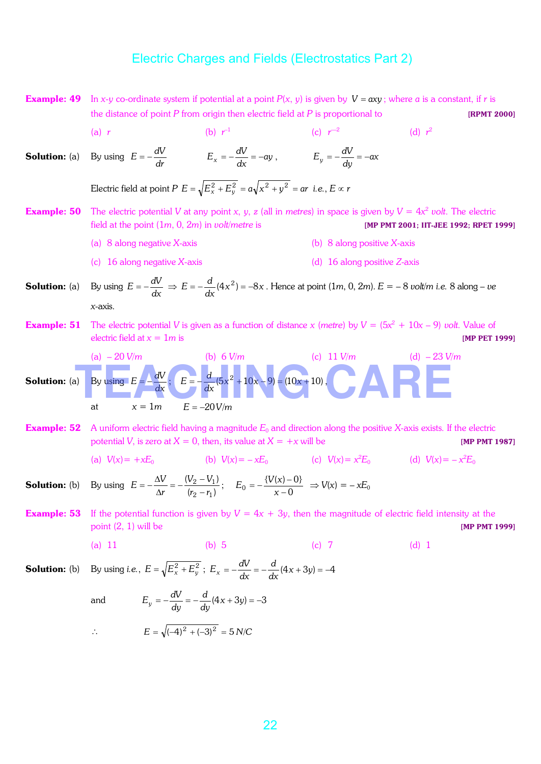# Electric Charges and Fields (Electrostatics Part 2)

**Example: 49** In *x-y* co-ordinate system if potential at a point *P*(*x*, *y*) is given by $V = axy$; where *a* is a constant, if *r* is the distance of point *P* from origin then electric field at *P* is proportional to **[RPMT 2000]**

(a) $r$ (b) $r^{-1}$ (c) $r^{-2}$ (d) $r^2$

**Solution:** (a) By using $E = -\frac{dV}{dr}$ $E_x = -\frac{dV}{dx} = -ay$, $E_y = -\frac{dV}{dy} = -ax$

Electric field at point *P* $E = \sqrt{E_x^2 + E_y^2} = a\sqrt{x^2 + y^2} = ar$ *i.e.*, $E \propto r$

**Example: 50** The electric potential *V* at any point *x*, *y*, *z* (all in *metres*) in space is given by $V = 4x^2$ *volt*. The electric field at the point (1*m*, 0, 2*m*) in *volt/metre* is **[MP PMT 2001; IIT-JEE 1992; RPET 1999]**

(a) 8 along negative *X*-axis (b) 8 along positive *X*-axis

(c) 16 along negative *X*-axis (d) 16 along positive *Z*-axis

**Solution:** (a) By using $E = -\frac{dV}{dx} \Rightarrow E = -\frac{d}{dx}(4x^2) = -8x$. Hence at point (1*m*, 0, 2*m*). *E* = – 8 *volt/m* *i.e.* 8 along – *ve* *x*-axis.

**Example: 51** The electric potential *V* is given as a function of distance *x* (*metre*) by $V = (5x^2 + 10x - 9)$ *volt*. Value of electric field at *x* = 1*m* is **[MP PET 1999]**

(a) – 20 *V/m* (b) 6 *V/m* (c) 11 *V/m* (d) – 23 *V/m*

**Solution:** (a) By using $E = -\frac{dV}{dx}$; $E = -\frac{d}{dx}(5x^2 + 10x - 9) = (10x + 10)$,

at $x = 1m$ $E = -20\,V/m$

**Example: 52** A uniform electric field having a magnitude $E_0$ and direction along the positive *X*-axis exists. If the electric potential *V*, is zero at *X* = 0, then, its value at *X* = +*x* will be **[MP PMT 1987]**

(a) $V(x) = +xE_0$ (b) $V(x) = -xE_0$ (c) $V(x) = x^2E_0$ (d) $V(x) = -x^2E_0$

**Solution:** (b) By using $E = -\frac{\Delta V}{\Delta r} = -\frac{(V_2 - V_1)}{(r_2 - r_1)}$; $E_0 = -\frac{\{V(x) - 0\}}{x - 0} \Rightarrow V(x) = -xE_0$

**Example: 53** If the potential function is given by *V* = 4*x* + 3*y*, then the magnitude of electric field intensity at the point (2, 1) will be **[MP PMT 1999]**

(a) 11 (b) 5 (c) 7 (d) 1

**Solution:** (b) By using *i.e.*, $E = \sqrt{E_x^2 + E_y^2}$; $E_x = -\frac{dV}{dx} = -\frac{d}{dx}(4x + 3y) = -4$

and $E_y = -\frac{dV}{dy} = -\frac{d}{dy}(4x + 3y) = -3$

$\therefore$ $E = \sqrt{(-4)^2 + (-3)^2} = 5\,N/C$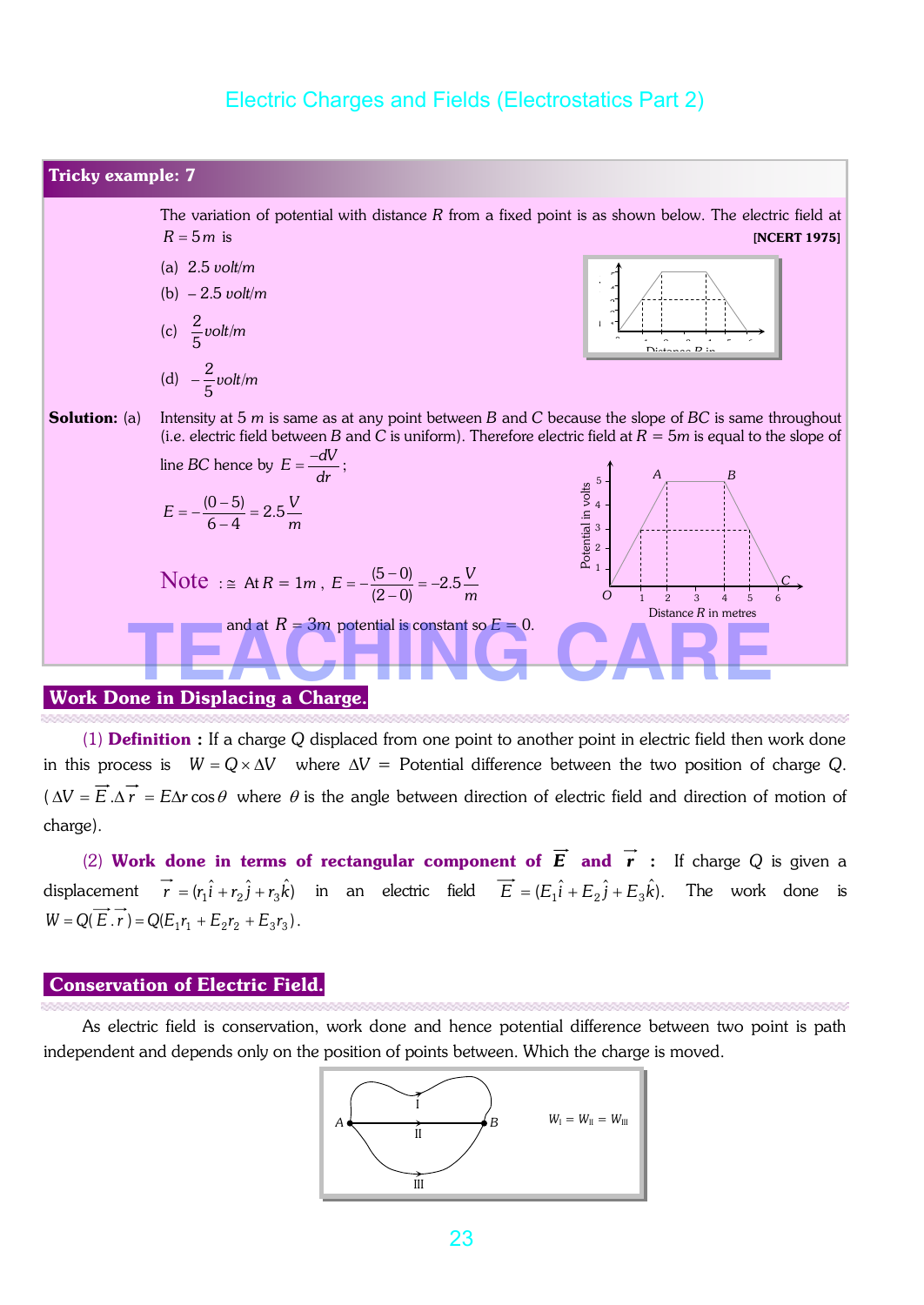**Tricky example: 7**

The variation of potential with distance $R$ from a fixed point is as shown below. The electric field at $R = 5m$ is **[NCERT 1975]**

(a) $2.5\ volt/m$

(b) $-2.5\ volt/m$

(c) $\frac{2}{5} volt/m$

(d) $-\frac{2}{5} volt/m$

**Solution:** (a) Intensity at 5 $m$ is same as at any point between $B$ and $C$ because the slope of $BC$ is same throughout (i.e. electric field between $B$ and $C$ is uniform). Therefore electric field at $R = 5m$ is equal to the slope of line $BC$ hence by $E = \frac{-dV}{dr}$;

$$E = -\frac{(0-5)}{6-4} = 2.5\frac{V}{m}$$

Note : At $R = 1m$, $E = -\frac{(5-0)}{(2-0)} = -2.5\frac{V}{m}$

and at $R = 3m$ potential is constant so $E = 0$.

## Work Done in Displacing a Charge.

(1) **Definition :** If a charge $Q$ displaced from one point to another point in electric field then work done in this process is $W = Q \times \Delta V$ where $\Delta V$ = Potential difference between the two position of charge $Q$. ($\Delta V = \vec{E}.\Delta\vec{r} = E\Delta r\cos\theta$ where $\theta$ is the angle between direction of electric field and direction of motion of charge).

(2) **Work done in terms of rectangular component of $\vec{E}$ and $\vec{r}$ :** If charge $Q$ is given a displacement $\vec{r} = (r_1\hat{i} + r_2\hat{j} + r_3\hat{k})$ in an electric field $\vec{E} = (E_1\hat{i} + E_2\hat{j} + E_3\hat{k})$. The work done is $W = Q(\vec{E}.\vec{r}) = Q(E_1r_1 + E_2r_2 + E_3r_3)$.

## Conservation of Electric Field.

As electric field is conservation, work done and hence potential difference between two point is path independent and depends only on the position of points between. Which the charge is moved.

$W_I = W_{II} = W_{III}$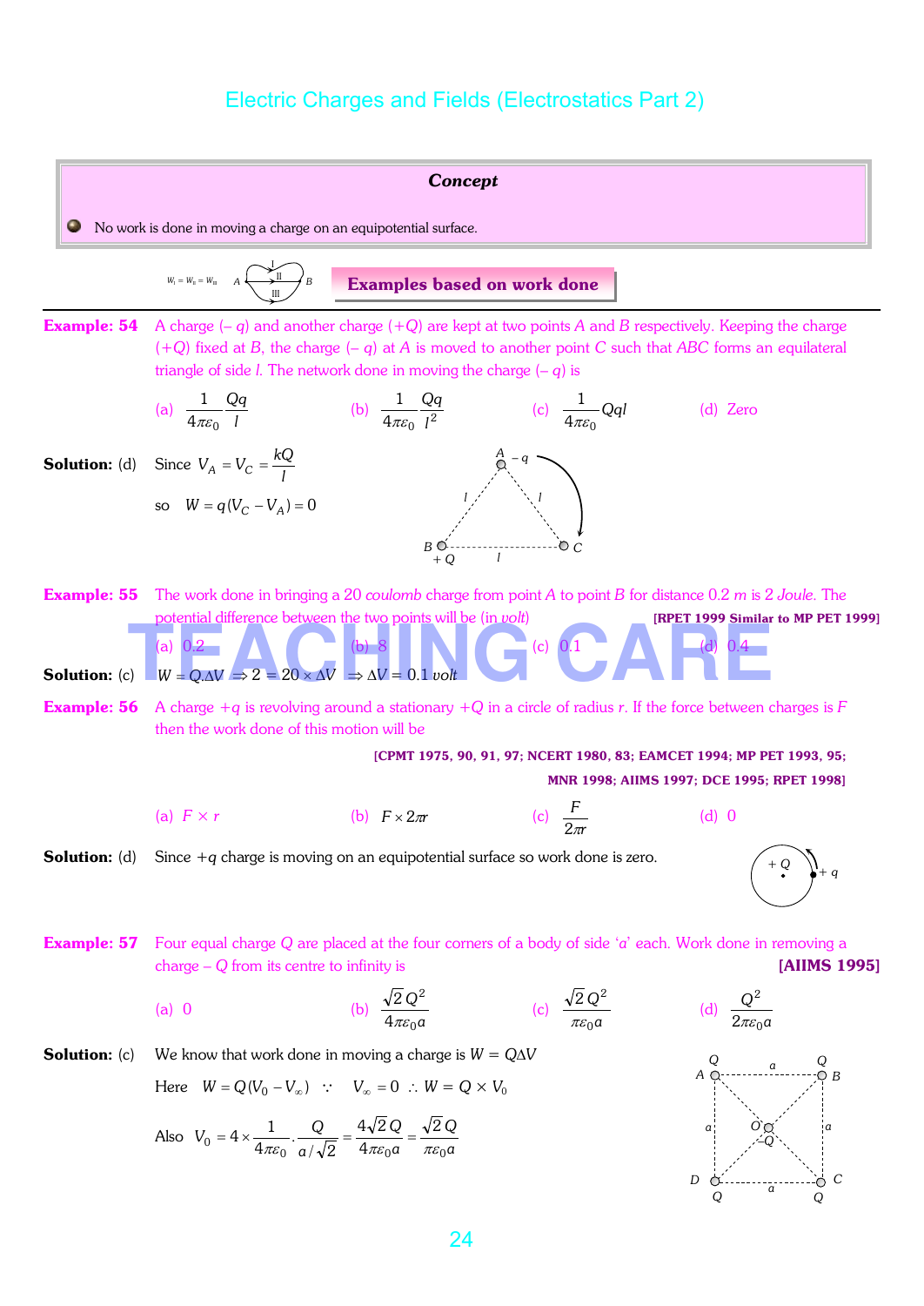## Concept

- No work is done in moving a charge on an equipotential surface.

$W_I = W_{II} = W_{III}$

### Examples based on work done

**Example: 54** A charge (– $q$) and another charge (+$Q$) are kept at two points $A$ and $B$ respectively. Keeping the charge (+$Q$) fixed at $B$, the charge (– $q$) at $A$ is moved to another point $C$ such that $ABC$ forms an equilateral triangle of side $l$. The network done in moving the charge (– $q$) is

(a) $\frac{1}{4\pi\varepsilon_0}\frac{Qq}{l}$ (b) $\frac{1}{4\pi\varepsilon_0}\frac{Qq}{l^2}$ (c) $\frac{1}{4\pi\varepsilon_0}Qql$ (d) Zero

**Solution:** (d) Since $V_A = V_C = \frac{kQ}{l}$

so $W = q(V_C - V_A) = 0$

**Example: 55** The work done in bringing a 20 *coulomb* charge from point $A$ to point $B$ for distance 0.2 $m$ is 2 *Joule*. The potential difference between the two points will be (in *volt*) **[RPET 1999 Similar to MP PET 1999]**

(a) 0.2 (b) 8 (c) 0.1 (d) 0.4

**Solution:** (c) $W = Q.\Delta V \Rightarrow 2 = 20 \times \Delta V \Rightarrow \Delta V = 0.1$ *volt*

**Example: 56** A charge $+q$ is revolving around a stationary $+Q$ in a circle of radius $r$. If the force between charges is $F$ then the work done of this motion will be

**[CPMT 1975, 90, 91, 97; NCERT 1980, 83; EAMCET 1994; MP PET 1993, 95; MNR 1998; AIIMS 1997; DCE 1995; RPET 1998]**

(a) $F \times r$ (b) $F \times 2\pi r$ (c) $\frac{F}{2\pi r}$ (d) 0

**Solution:** (d) Since $+q$ charge is moving on an equipotential surface so work done is zero.

**Example: 57** Four equal charge $Q$ are placed at the four corners of a body of side '$a$' each. Work done in removing a charge $-Q$ from its centre to infinity is **[AIIMS 1995]**

(a) 0 (b) $\frac{\sqrt{2}\,Q^2}{4\pi\varepsilon_0 a}$ (c) $\frac{\sqrt{2}\,Q^2}{\pi\varepsilon_0 a}$ (d) $\frac{Q^2}{2\pi\varepsilon_0 a}$

**Solution:** (c) We know that work done in moving a charge is $W = Q\Delta V$

Here $W = Q(V_0 - V_\infty)$ $\because$ $V_\infty = 0$ $\therefore$ $W = Q \times V_0$

Also $V_0 = 4 \times \frac{1}{4\pi\varepsilon_0}.\frac{Q}{a/\sqrt{2}} = \frac{4\sqrt{2}\,Q}{4\pi\varepsilon_0 a} = \frac{\sqrt{2}\,Q}{\pi\varepsilon_0 a}$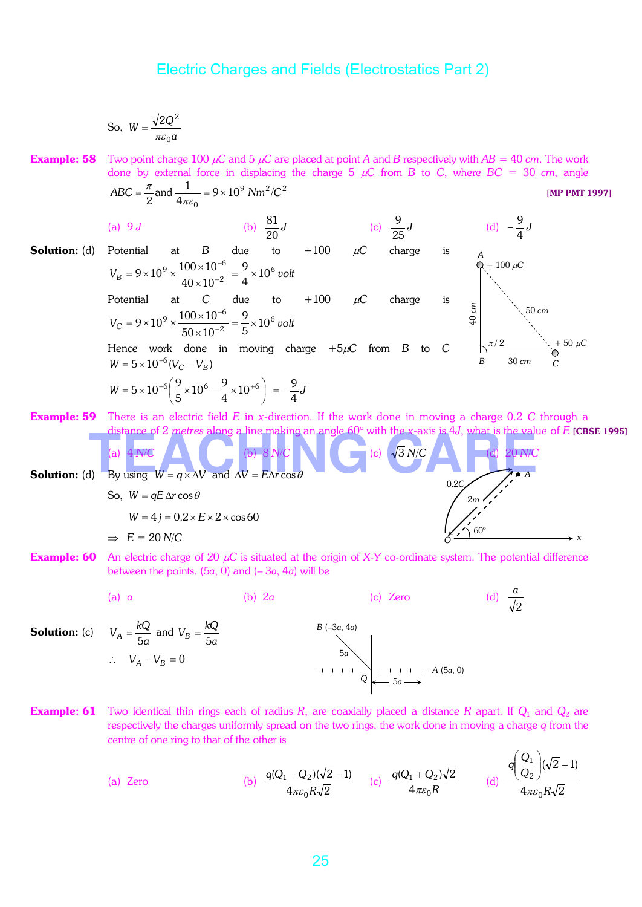So, $W = \dfrac{\sqrt{2}Q^2}{\pi\varepsilon_0 a}$

**Example: 58** Two point charge 100 $\mu C$ and 5 $\mu C$ are placed at point $A$ and $B$ respectively with $AB = 40\ cm$. The work done by external force in displacing the charge 5 $\mu C$ from $B$ to $C$, where $BC = 30\ cm$, angle $ABC = \dfrac{\pi}{2}$ and $\dfrac{1}{4\pi\varepsilon_0} = 9\times 10^9\ Nm^2/C^2$ **[MP PMT 1997]**

(a) $9\ J$ (b) $\dfrac{81}{20}J$ (c) $\dfrac{9}{25}J$ (d) $-\dfrac{9}{4}J$

**Solution:** (d) Potential at $B$ due to $+100$ $\mu C$ charge is $V_B = 9\times 10^9 \times \dfrac{100\times 10^{-6}}{40\times 10^{-2}} = \dfrac{9}{4}\times 10^6\ volt$

Potential at $C$ due to $+100$ $\mu C$ charge is $V_C = 9\times 10^9 \times \dfrac{100\times 10^{-6}}{50\times 10^{-2}} = \dfrac{9}{5}\times 10^6\ volt$

Hence work done in moving charge $+5\mu C$ from $B$ to $C$

$W = 5\times 10^{-6}(V_C - V_B)$

$W = 5\times 10^{-6}\left(\dfrac{9}{5}\times 10^6 - \dfrac{9}{4}\times 10^{+6}\right) = -\dfrac{9}{4}J$

**Example: 59** There is an electric field $E$ in $x$-direction. If the work done in moving a charge 0.2 $C$ through a distance of 2 $metres$ along a line making an angle 60° with the $x$-axis is $4J$, what is the value of $E$ **[CBSE 1995]**

(a) $4\ N/C$ (b) $8\ N/C$ (c) $\sqrt{3}\ N/C$ (d) $20\ N/C$

**Solution:** (d) By using $W = q\times \Delta V$ and $\Delta V = E\Delta r\cos\theta$

So, $W = qE\,\Delta r\cos\theta$

$W = 4j = 0.2\times E\times 2\times \cos 60$

$\Rightarrow\ E = 20\ N/C$

**Example: 60** An electric charge of 20 $\mu C$ is situated at the origin of $X$-$Y$ co-ordinate system. The potential difference between the points. $(5a, 0)$ and $(-3a, 4a)$ will be

(a) $a$ (b) $2a$ (c) Zero (d) $\dfrac{a}{\sqrt{2}}$

**Solution:** (c) $V_A = \dfrac{kQ}{5a}$ and $V_B = \dfrac{kQ}{5a}$

$\therefore\ V_A - V_B = 0$

**Example: 61** Two identical thin rings each of radius $R$, are coaxially placed a distance $R$ apart. If $Q_1$ and $Q_2$ are respectively the charges uniformly spread on the two rings, the work done in moving a charge $q$ from the centre of one ring to that of the other is

(a) Zero (b) $\dfrac{q(Q_1 - Q_2)(\sqrt{2}-1)}{4\pi\varepsilon_0 R\sqrt{2}}$ (c) $\dfrac{q(Q_1+Q_2)\sqrt{2}}{4\pi\varepsilon_0 R}$ (d) $\dfrac{q\left(\dfrac{Q_1}{Q_2}\right)(\sqrt{2}-1)}{4\pi\varepsilon_0 R\sqrt{2}}$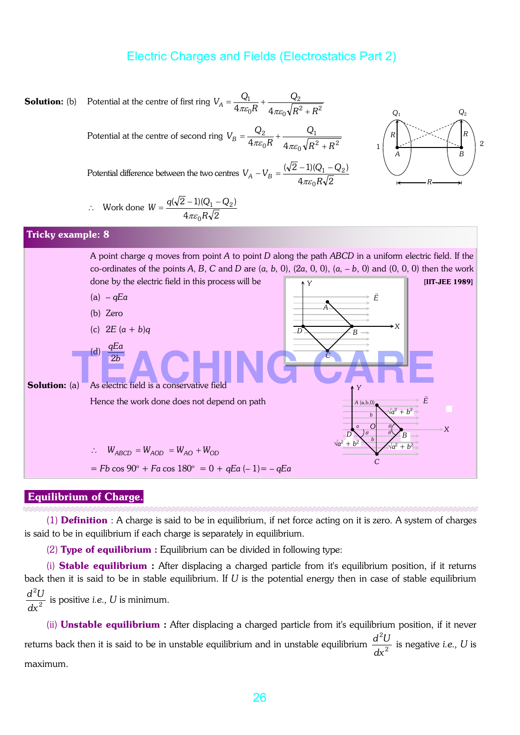**Solution:** (b) Potential at the centre of first ring $V_A = \dfrac{Q_1}{4\pi\varepsilon_0 R} + \dfrac{Q_2}{4\pi\varepsilon_0\sqrt{R^2+R^2}}$

Potential at the centre of second ring $V_B = \dfrac{Q_2}{4\pi\varepsilon_0 R} + \dfrac{Q_1}{4\pi\varepsilon_0\sqrt{R^2+R^2}}$

Potential difference between the two centres $V_A - V_B = \dfrac{(\sqrt{2}-1)(Q_1-Q_2)}{4\pi\varepsilon_0 R\sqrt{2}}$

$\therefore$ Work done $W = \dfrac{q(\sqrt{2}-1)(Q_1-Q_2)}{4\pi\varepsilon_0 R\sqrt{2}}$

### Tricky example: 8

A point charge $q$ moves from point $A$ to point $D$ along the path $ABCD$ in a uniform electric field. If the co-ordinates of the points $A$, $B$, $C$ and $D$ are $(a, b, 0)$, $(2a, 0, 0)$, $(a, -b, 0)$ and $(0, 0, 0)$ then the work done by the electric field in this process will be **[IIT-JEE 1989]**

(a) $-qEa$

(b) Zero

(c) $2E(a+b)q$

(d) $\dfrac{qEa}{2b}$

**Solution:** (a) As electric field is a conservative field

Hence the work done does not depend on path

$\therefore \quad W_{ABCD} = W_{AOD} = W_{AO} + W_{OD}$

$= Fb\cos 90° + Fa\cos 180° = 0 + qEa(-1) = -qEa$

## Equilibrium of Charge.

(1) **Definition** : A charge is said to be in equilibrium, if net force acting on it is zero. A system of charges is said to be in equilibrium if each charge is separately in equilibrium.

(2) **Type of equilibrium :** Equilibrium can be divided in following type:

(i) **Stable equilibrium :** After displacing a charged particle from it's equilibrium position, if it returns back then it is said to be in stable equilibrium. If $U$ is the potential energy then in case of stable equilibrium $\dfrac{d^2U}{dx^2}$ is positive *i.e.,* $U$ is minimum.

(ii) **Unstable equilibrium :** After displacing a charged particle from it's equilibrium position, if it never returns back then it is said to be in unstable equilibrium and in unstable equilibrium $\dfrac{d^2U}{dx^2}$ is negative *i.e.,* $U$ is maximum.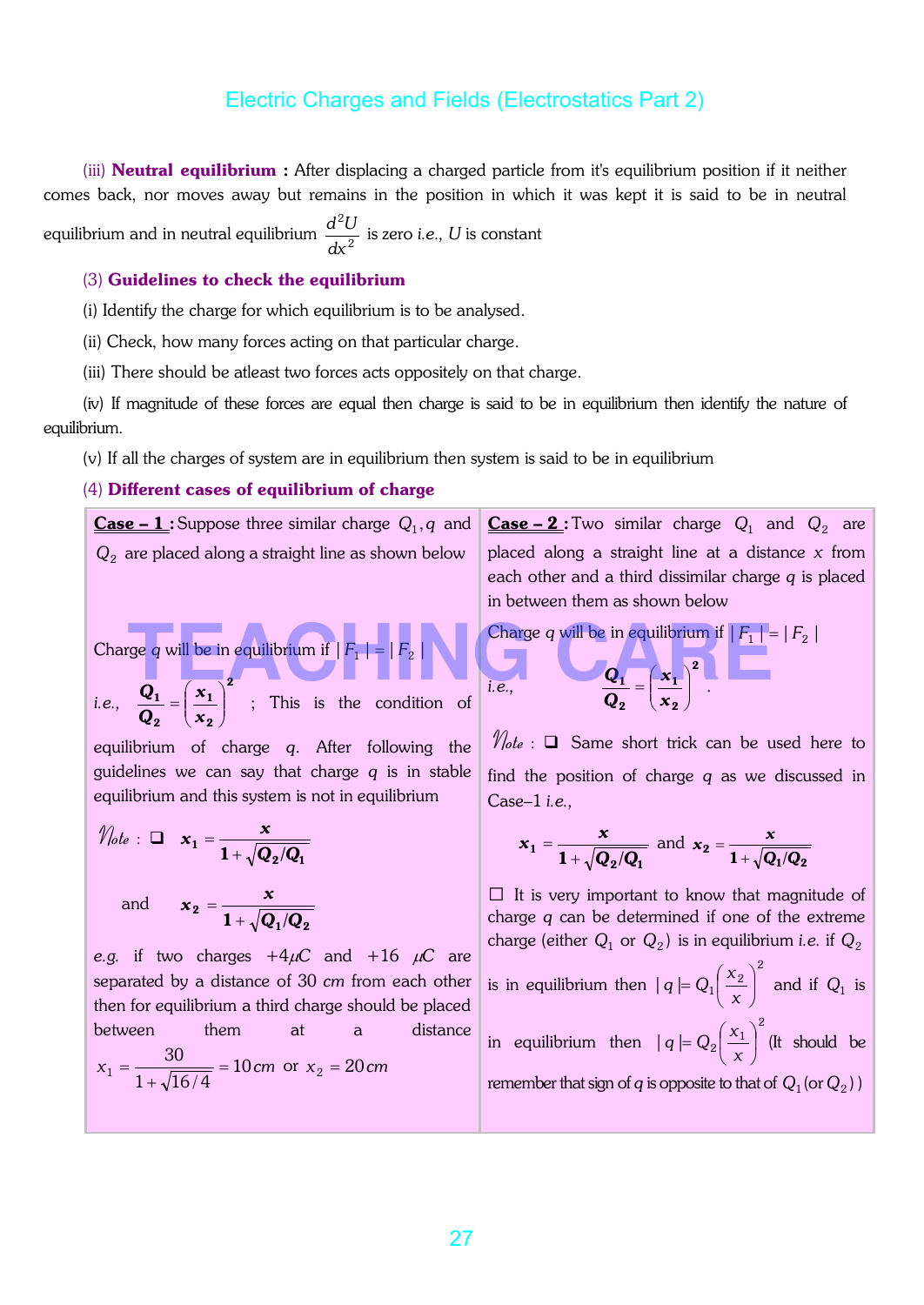(iii) **Neutral equilibrium :** After displacing a charged particle from it's equilibrium position if it neither comes back, nor moves away but remains in the position in which it was kept it is said to be in neutral equilibrium and in neutral equilibrium $\frac{d^2U}{dx^2}$ is zero *i.e.*, $U$ is constant

(3) **Guidelines to check the equilibrium**

(i) Identify the charge for which equilibrium is to be analysed.

(ii) Check, how many forces acting on that particular charge.

(iii) There should be atleast two forces acts oppositely on that charge.

(iv) If magnitude of these forces are equal then charge is said to be in equilibrium then identify the nature of equilibrium.

(v) If all the charges of system are in equilibrium then system is said to be in equilibrium

(4) **Different cases of equilibrium of charge**

**Case – 1 :** Suppose three similar charge $Q_1, q$ and $Q_2$ are placed along a straight line as shown below

Charge $q$ will be in equilibrium if $|F_1| = |F_2|$

*i.e.*, $\frac{Q_1}{Q_2} = \left(\frac{x_1}{x_2}\right)^2$ ; This is the condition of equilibrium of charge $q$. After following the guidelines we can say that charge $q$ is in stable equilibrium and this system is not in equilibrium

*Note* : ❑ $x_1 = \frac{x}{1+\sqrt{Q_2/Q_1}}$

and $x_2 = \frac{x}{1+\sqrt{Q_1/Q_2}}$

*e.g.* if two charges $+4\mu C$ and $+16\ \mu C$ are separated by a distance of 30 *cm* from each other then for equilibrium a third charge should be placed between them at a distance $x_1 = \frac{30}{1+\sqrt{16/4}} = 10\,cm$ or $x_2 = 20\,cm$

**Case – 2 :** Two similar charge $Q_1$ and $Q_2$ are placed along a straight line at a distance $x$ from each other and a third dissimilar charge $q$ is placed in between them as shown below

Charge $q$ will be in equilibrium if $|F_1| = |F_2|$

*i.e.*, $\frac{Q_1}{Q_2} = \left(\frac{x_1}{x_2}\right)^2$.

*Note* : ❑ Same short trick can be used here to find the position of charge $q$ as we discussed in Case–1 *i.e.*,

$x_1 = \frac{x}{1+\sqrt{Q_2/Q_1}}$ and $x_2 = \frac{x}{1+\sqrt{Q_1/Q_2}}$

❑ It is very important to know that magnitude of charge $q$ can be determined if one of the extreme charge (either $Q_1$ or $Q_2$) is in equilibrium *i.e.* if $Q_2$ is in equilibrium then $|q| = Q_1\left(\frac{x_2}{x}\right)^2$ and if $Q_1$ is in equilibrium then $|q| = Q_2\left(\frac{x_1}{x}\right)^2$ (It should be remember that sign of $q$ is opposite to that of $Q_1$ (or $Q_2$))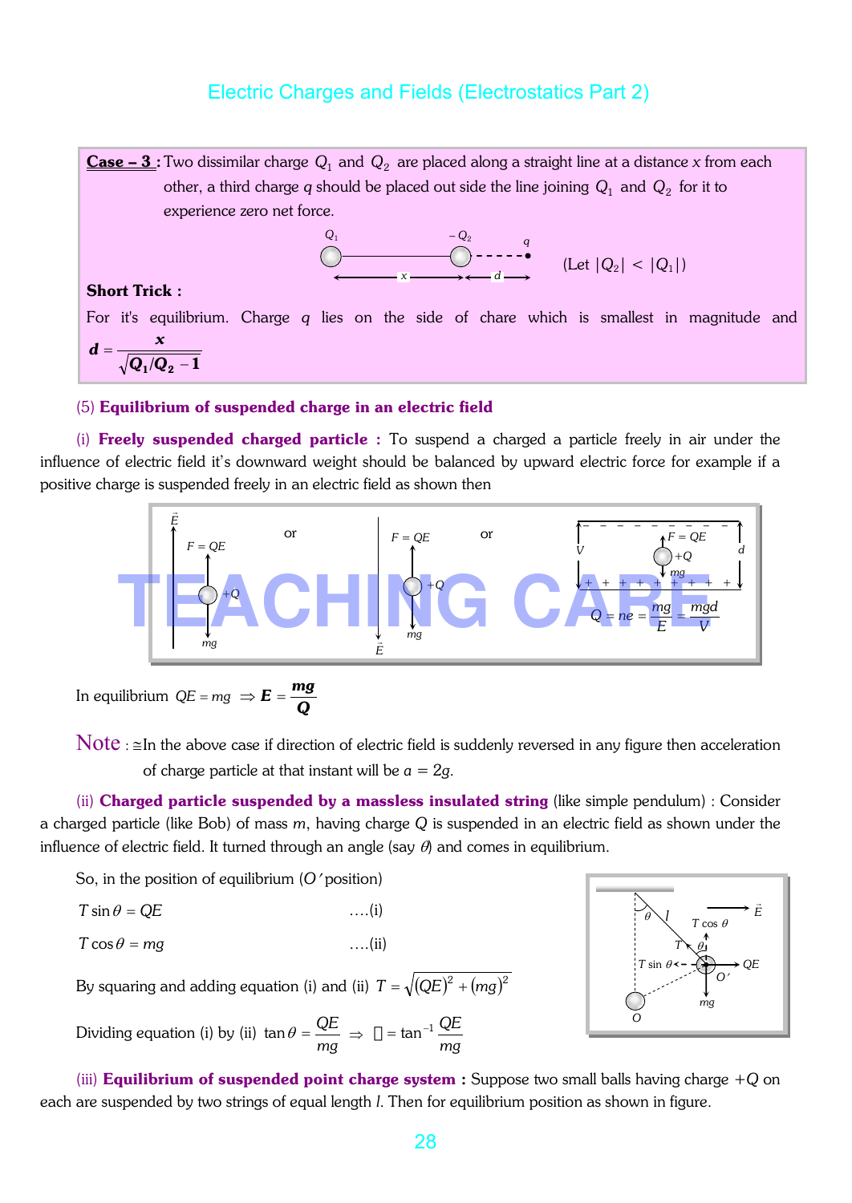**Case – 3 :** Two dissimilar charge $Q_1$ and $Q_2$ are placed along a straight line at a distance $x$ from each other, a third charge $q$ should be placed out side the line joining $Q_1$ and $Q_2$ for it to experience zero net force.

(Let $|Q_2| < |Q_1|$)

**Short Trick :**

For it's equilibrium. Charge $q$ lies on the side of chare which is smallest in magnitude and $d = \dfrac{x}{\sqrt{Q_1/Q_2} - 1}$

(5) **Equilibrium of suspended charge in an electric field**

(i) **Freely suspended charged particle :** To suspend a charged a particle freely in air under the influence of electric field it's downward weight should be balanced by upward electric force for example if a positive charge is suspended freely in an electric field as shown then

$$Q = ne = \frac{mg}{E} = \frac{mgd}{V}$$

In equilibrium $QE = mg \Rightarrow E = \dfrac{mg}{Q}$

**Note :** ≅In the above case if direction of electric field is suddenly reversed in any figure then acceleration of charge particle at that instant will be $a = 2g$.

(ii) **Charged particle suspended by a massless insulated string** (like simple pendulum) : Consider a charged particle (like Bob) of mass $m$, having charge $Q$ is suspended in an electric field as shown under the influence of electric field. It turned through an angle (say $\theta$) and comes in equilibrium.

So, in the position of equilibrium ($O'$ position)

$$T \sin\theta = QE \quad \text{....(i)}$$

$$T \cos\theta = mg \quad \text{....(ii)}$$

By squaring and adding equation (i) and (ii) $T = \sqrt{(QE)^2 + (mg)^2}$

Dividing equation (i) by (ii) $\tan\theta = \dfrac{QE}{mg} \Rightarrow \theta = \tan^{-1}\dfrac{QE}{mg}$

(iii) **Equilibrium of suspended point charge system :** Suppose two small balls having charge $+Q$ on each are suspended by two strings of equal length $l$. Then for equilibrium position as shown in figure.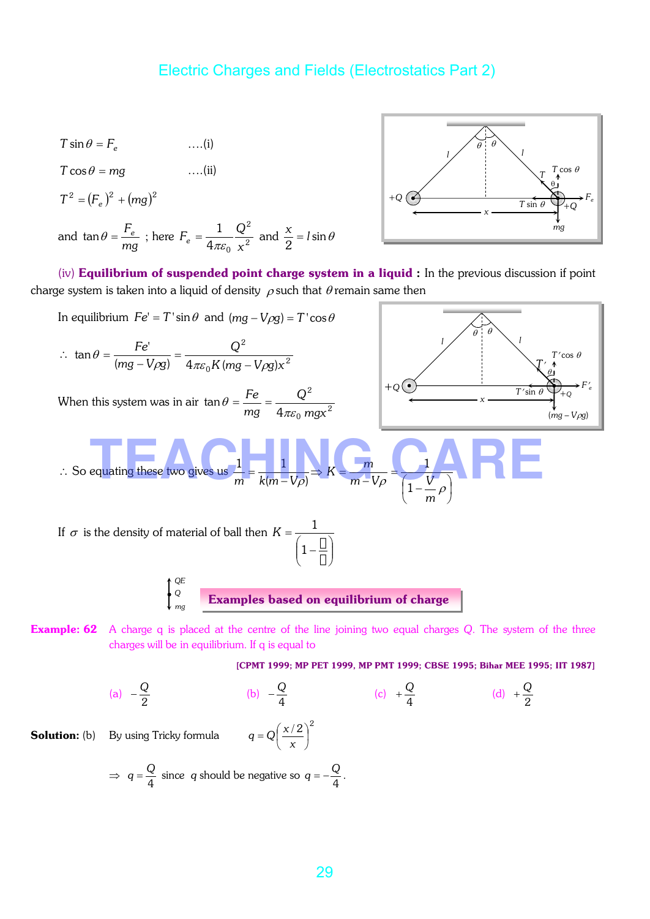$T\sin\theta = F_e$ ....(i)

$T\cos\theta = mg$ ....(ii)

$T^2 = (F_e)^2 + (mg)^2$

and $\tan\theta = \frac{F_e}{mg}$ ; here $F_e = \frac{1}{4\pi\varepsilon_0}\frac{Q^2}{x^2}$ and $\frac{x}{2} = l\sin\theta$

l
θ
θ
l
T
T cos θ
θ
+Q
$F_e$
T sin θ
+Q
x
mg

(iv) **Equilibrium of suspended point charge system in a liquid :** In the previous discussion if point charge system is taken into a liquid of density $\rho$ such that $\theta$ remain same then

In equilibrium $Fe' = T'\sin\theta$ and $(mg - V\rho g) = T'\cos\theta$

$$\therefore \tan\theta = \frac{Fe'}{(mg - V\rho g)} = \frac{Q^2}{4\pi\varepsilon_0 K(mg - V\rho g)x^2}$$

When this system was in air $\tan\theta = \frac{Fe}{mg} = \frac{Q^2}{4\pi\varepsilon_0\, mgx^2}$

l
θ
θ
l
T′
T′cos θ
θ
+Q
$F'_e$
T′sin θ
+Q
x
(mg – Vρg)

$$\therefore \text{ So equating these two gives us } \frac{1}{m} = \frac{1}{k(m - V\rho)} \Rightarrow K = \frac{m}{m - V\rho} = \frac{1}{\left(1 - \frac{V}{m}\rho\right)}$$

If $\sigma$ is the density of material of ball then $K = \frac{1}{\left(1 - \frac{\rho}{\sigma}\right)}$

QE
Q
mg

**Examples based on equilibrium of charge**

**Example: 62** A charge q is placed at the centre of the line joining two equal charges Q. The system of the three charges will be in equilibrium. If q is equal to

[CPMT 1999; MP PET 1999, MP PMT 1999; CBSE 1995; Bihar MEE 1995; IIT 1987]

(a) $-\frac{Q}{2}$ (b) $-\frac{Q}{4}$ (c) $+\frac{Q}{4}$ (d) $+\frac{Q}{2}$

**Solution:** (b) By using Tricky formula $q = Q\left(\frac{x/2}{x}\right)^2$

$\Rightarrow q = \frac{Q}{4}$ since $q$ should be negative so $q = -\frac{Q}{4}$.